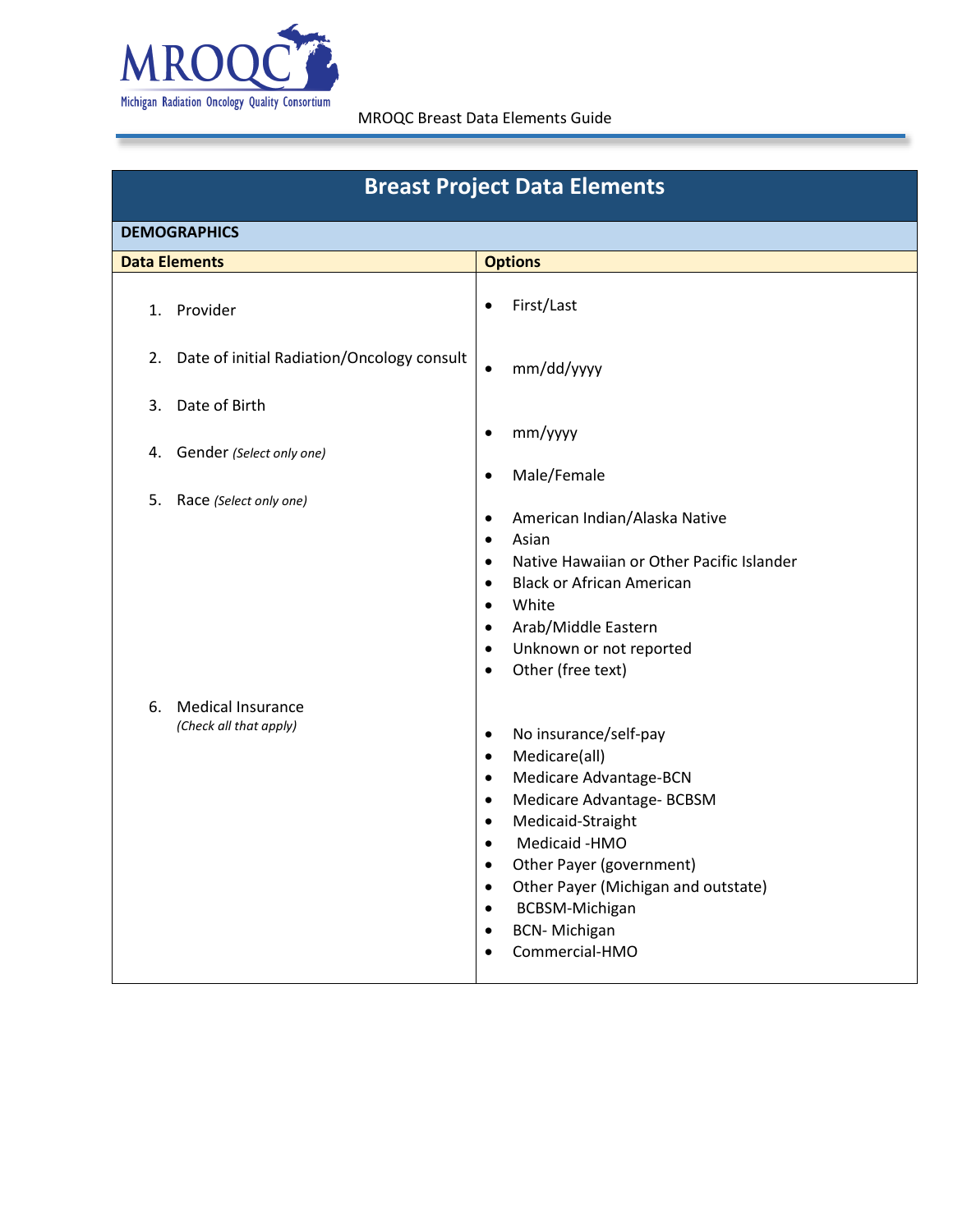MROQC Breast Data Elements Guide

# Breast Project Data Elements

## DEMOGRAPHICS

| Data Elements | Options |
|---|---|
| 1. Provider | • First/Last |
| 2. Date of initial Radiation/Oncology consult | • mm/dd/yyyy |
| 3. Date of Birth | • mm/yyyy |
| 4. Gender *(Select only one)* | • Male/Female |
| 5. Race *(Select only one)* | • American Indian/Alaska Native<br>• Asian<br>• Native Hawaiian or Other Pacific Islander<br>• Black or African American<br>• White<br>• Arab/Middle Eastern<br>• Unknown or not reported<br>• Other (free text) |
| 6. Medical Insurance *(Check all that apply)* | • No insurance/self-pay<br>• Medicare(all)<br>• Medicare Advantage-BCN<br>• Medicare Advantage- BCBSM<br>• Medicaid-Straight<br>• Medicaid -HMO<br>• Other Payer (government)<br>• Other Payer (Michigan and outstate)<br>• BCBSM-Michigan<br>• BCN- Michigan<br>• Commercial-HMO |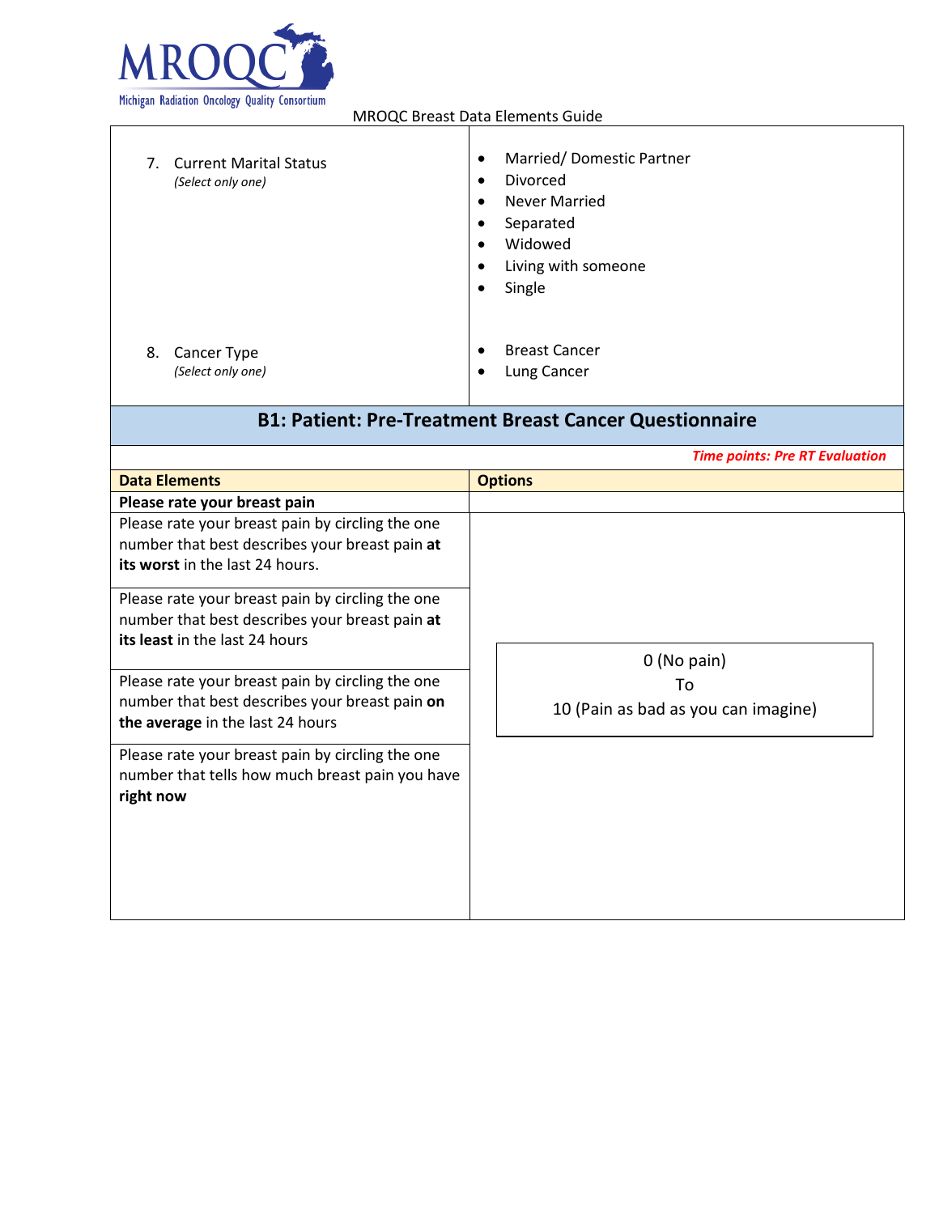| | |
|---|---|
| 7. Current Marital Status *(Select only one)* | • Married/ Domestic Partner<br>• Divorced<br>• Never Married<br>• Separated<br>• Widowed<br>• Living with someone<br>• Single |
| 8. Cancer Type *(Select only one)* | • Breast Cancer<br>• Lung Cancer |

## B1: Patient: Pre-Treatment Breast Cancer Questionnaire

*Time points: Pre RT Evaluation*

| Data Elements | Options |
|---|---|
| **Please rate your breast pain** | |
| Please rate your breast pain by circling the one number that best describes your breast pain **at its worst** in the last 24 hours. | 0 (No pain)<br>To<br>10 (Pain as bad as you can imagine) |
| Please rate your breast pain by circling the one number that best describes your breast pain **at its least** in the last 24 hours | |
| Please rate your breast pain by circling the one number that best describes your breast pain **on the average** in the last 24 hours | |
| Please rate your breast pain by circling the one number that tells how much breast pain you have **right now** | |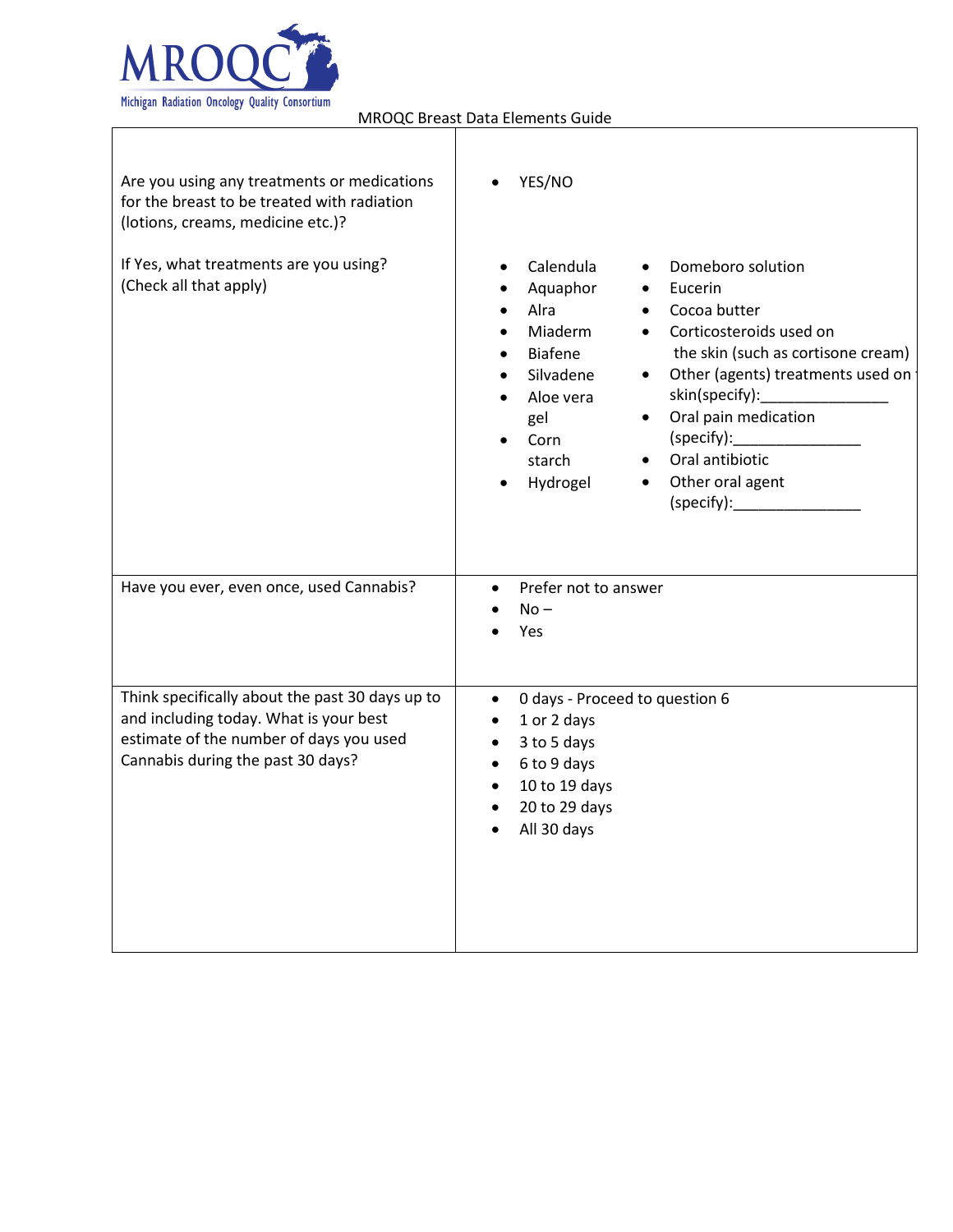| | |
|---|---|
| Are you using any treatments or medications for the breast to be treated with radiation (lotions, creams, medicine etc.)?<br><br>If Yes, what treatments are you using? (Check all that apply) | • YES/NO<br><br>• Calendula<br>• Aquaphor<br>• Alra<br>• Miaderm<br>• Biafene<br>• Silvadene<br>• Aloe vera gel<br>• Corn starch<br>• Hydrogel<br>• Domeboro solution<br>• Eucerin<br>• Cocoa butter<br>• Corticosteroids used on the skin (such as cortisone cream)<br>• Other (agents) treatments used on skin(specify):_______________<br>• Oral pain medication (specify):_______________<br>• Oral antibiotic<br>• Other oral agent (specify):_______________ |
| Have you ever, even once, used Cannabis? | • Prefer not to answer<br>• No –<br>• Yes |
| Think specifically about the past 30 days up to and including today. What is your best estimate of the number of days you used Cannabis during the past 30 days? | • 0 days - Proceed to question 6<br>• 1 or 2 days<br>• 3 to 5 days<br>• 6 to 9 days<br>• 10 to 19 days<br>• 20 to 29 days<br>• All 30 days |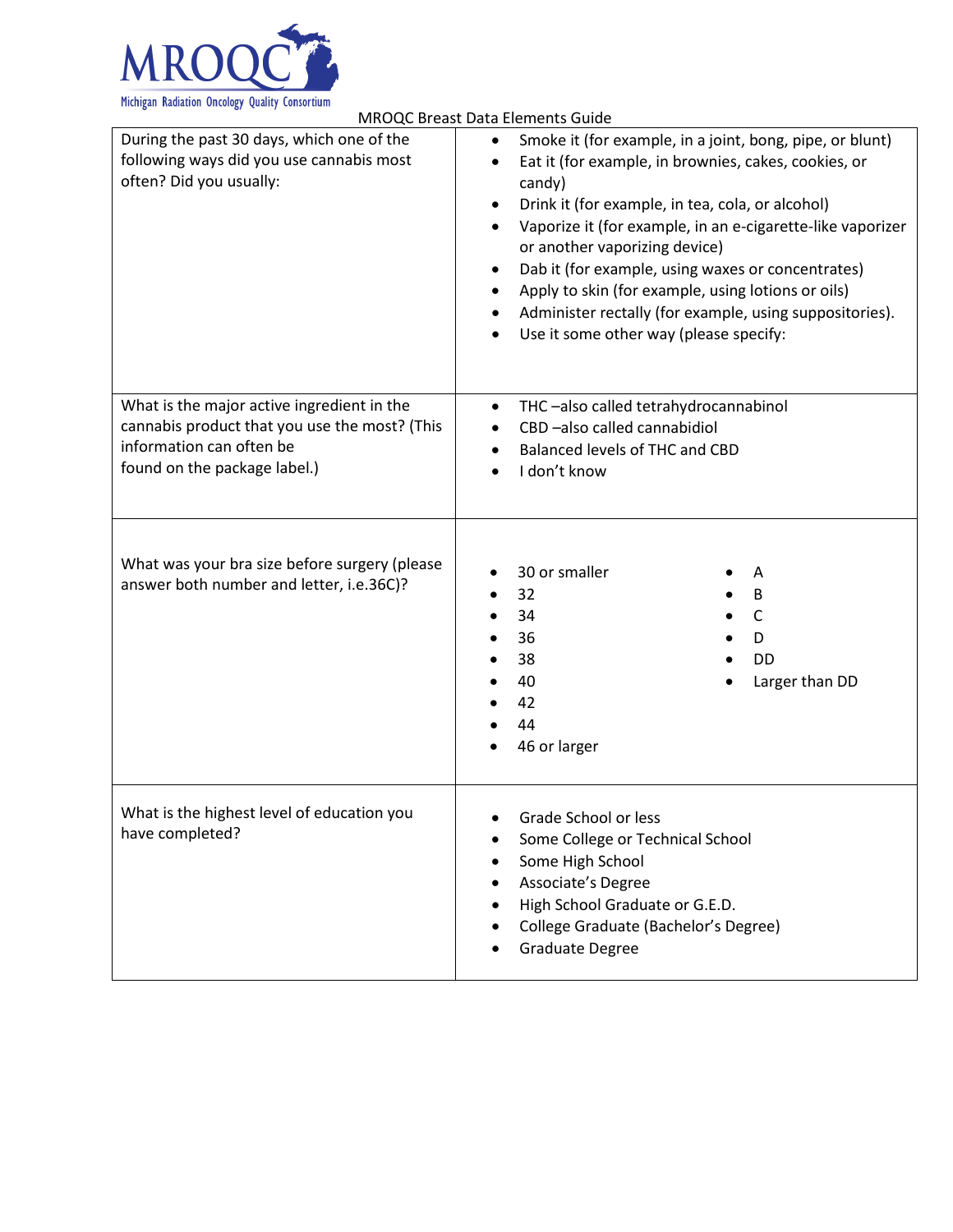MROQC Breast Data Elements Guide

| Question | Response Options |
| --- | --- |
| During the past 30 days, which one of the following ways did you use cannabis most often? Did you usually: | • Smoke it (for example, in a joint, bong, pipe, or blunt)<br>• Eat it (for example, in brownies, cakes, cookies, or candy)<br>• Drink it (for example, in tea, cola, or alcohol)<br>• Vaporize it (for example, in an e-cigarette-like vaporizer or another vaporizing device)<br>• Dab it (for example, using waxes or concentrates)<br>• Apply to skin (for example, using lotions or oils)<br>• Administer rectally (for example, using suppositories).<br>• Use it some other way (please specify: |
| What is the major active ingredient in the cannabis product that you use the most? (This information can often be found on the package label.) | • THC –also called tetrahydrocannabinol<br>• CBD –also called cannabidiol<br>• Balanced levels of THC and CBD<br>• I don't know |
| What was your bra size before surgery (please answer both number and letter, i.e.36C)? | • 30 or smaller<br>• 32<br>• 34<br>• 36<br>• 38<br>• 40<br>• 42<br>• 44<br>• 46 or larger<br><br>• A<br>• B<br>• C<br>• D<br>• DD<br>• Larger than DD |
| What is the highest level of education you have completed? | • Grade School or less<br>• Some College or Technical School<br>• Some High School<br>• Associate's Degree<br>• High School Graduate or G.E.D.<br>• College Graduate (Bachelor's Degree)<br>• Graduate Degree |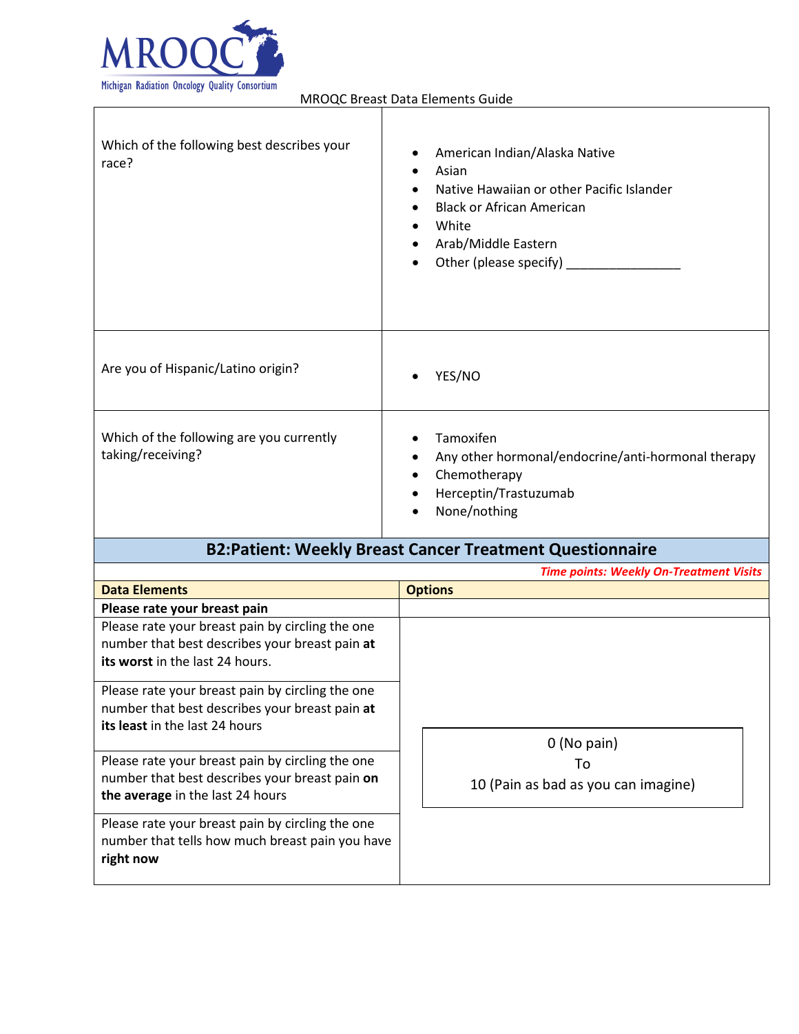| | |
|---|---|
| Which of the following best describes your race? | • American Indian/Alaska Native<br>• Asian<br>• Native Hawaiian or other Pacific Islander<br>• Black or African American<br>• White<br>• Arab/Middle Eastern<br>• Other (please specify) ________________ |
| Are you of Hispanic/Latino origin? | • YES/NO |
| Which of the following are you currently taking/receiving? | • Tamoxifen<br>• Any other hormonal/endocrine/anti-hormonal therapy<br>• Chemotherapy<br>• Herceptin/Trastuzumab<br>• None/nothing |

## B2:Patient: Weekly Breast Cancer Treatment Questionnaire

*Time points: Weekly On-Treatment Visits*

| Data Elements | Options |
|---|---|
| **Please rate your breast pain** | |
| Please rate your breast pain by circling the one number that best describes your breast pain **at its worst** in the last 24 hours. | 0 (No pain)<br>To<br>10 (Pain as bad as you can imagine) |
| Please rate your breast pain by circling the one number that best describes your breast pain **at its least** in the last 24 hours | |
| Please rate your breast pain by circling the one number that best describes your breast pain **on the average** in the last 24 hours | |
| Please rate your breast pain by circling the one number that tells how much breast pain you have **right now** | |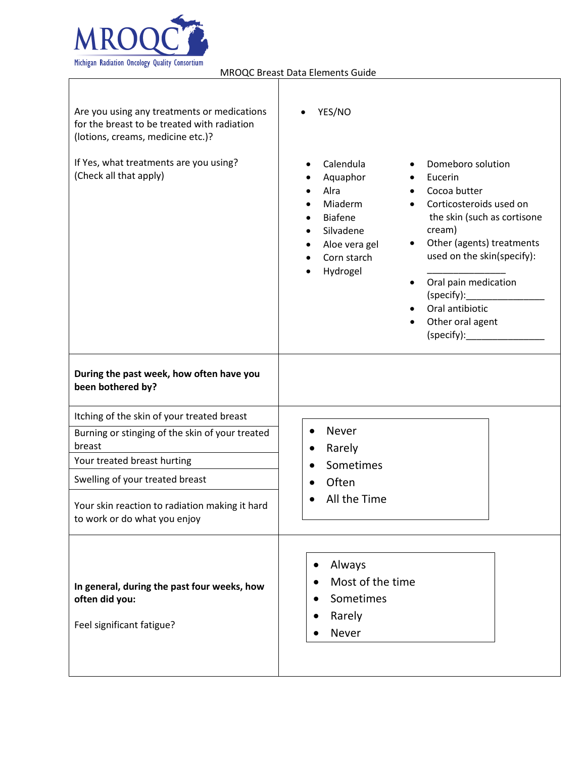MROQC Breast Data Elements Guide

| | |
|---|---|
| Are you using any treatments or medications for the breast to be treated with radiation (lotions, creams, medicine etc.)?<br><br>If Yes, what treatments are you using? (Check all that apply) | • YES/NO<br><br>• Calendula<br>• Aquaphor<br>• Alra<br>• Miaderm<br>• Biafene<br>• Silvadene<br>• Aloe vera gel<br>• Corn starch<br>• Hydrogel<br>• Domeboro solution<br>• Eucerin<br>• Cocoa butter<br>• Corticosteroids used on the skin (such as cortisone cream)<br>• Other (agents) treatments used on the skin(specify): _______________<br>• Oral pain medication (specify):_______________<br>• Oral antibiotic<br>• Other oral agent (specify):_______________ |
| **During the past week, how often have you been bothered by?** | |
| Itching of the skin of your treated breast<br>Burning or stinging of the skin of your treated breast<br>Your treated breast hurting<br>Swelling of your treated breast<br>Your skin reaction to radiation making it hard to work or do what you enjoy | • Never<br>• Rarely<br>• Sometimes<br>• Often<br>• All the Time |
| **In general, during the past four weeks, how often did you:**<br><br>Feel significant fatigue? | • Always<br>• Most of the time<br>• Sometimes<br>• Rarely<br>• Never |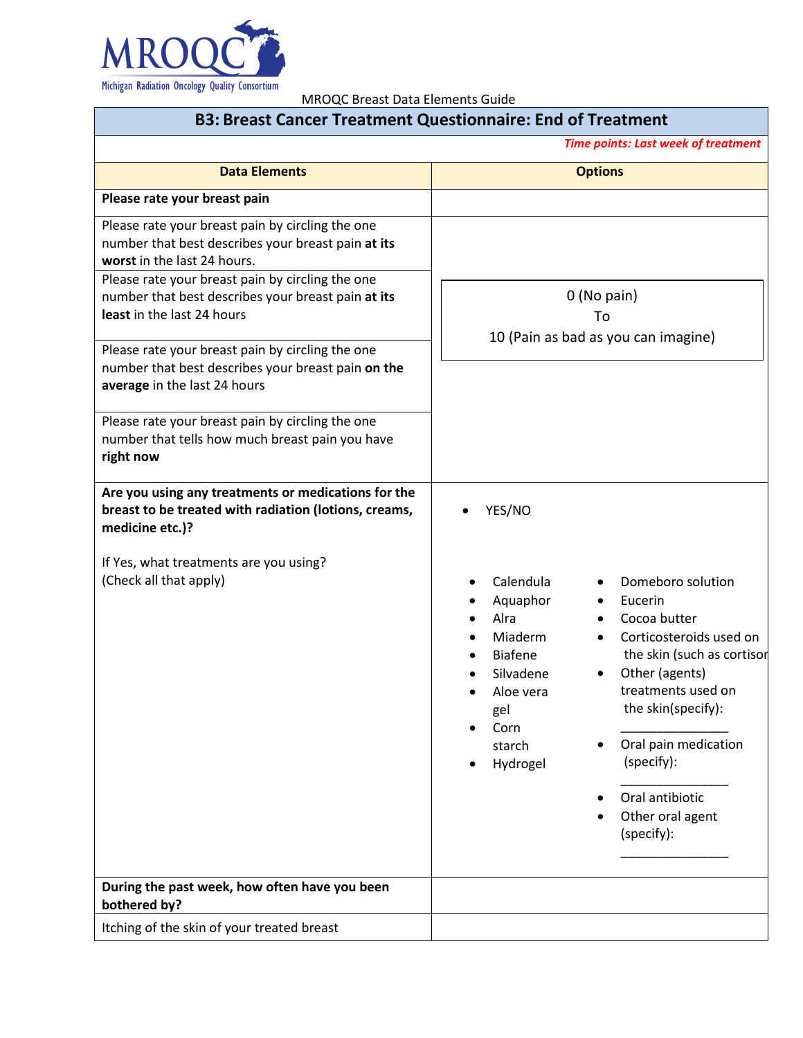MROQC Breast Data Elements Guide

## B3: Breast Cancer Treatment Questionnaire: End of Treatment

*Time points: Last week of treatment*

| Data Elements | Options |
|---|---|
| **Please rate your breast pain** | |
| Please rate your breast pain by circling the one number that best describes your breast pain **at its worst** in the last 24 hours. | 0 (No pain) To 10 (Pain as bad as you can imagine) |
| Please rate your breast pain by circling the one number that best describes your breast pain **at its least** in the last 24 hours | |
| Please rate your breast pain by circling the one number that best describes your breast pain **on the average** in the last 24 hours | |
| Please rate your breast pain by circling the one number that tells how much breast pain you have **right now** | |
| **Are you using any treatments or medications for the breast to be treated with radiation (lotions, creams, medicine etc.)?** <br><br> If Yes, what treatments are you using? (Check all that apply) | • YES/NO <br><br> • Calendula <br> • Aquaphor <br> • Alra <br> • Miaderm <br> • Biafene <br> • Silvadene <br> • Aloe vera gel <br> • Corn starch <br> • Hydrogel <br> • Domeboro solution <br> • Eucerin <br> • Cocoa butter <br> • Corticosteroids used on the skin (such as cortisor <br> • Other (agents) treatments used on the skin(specify): _______________ <br> • Oral pain medication (specify): _______________ <br> • Oral antibiotic <br> • Other oral agent (specify): _______________ |
| **During the past week, how often have you been bothered by?** | |
| Itching of the skin of your treated breast | |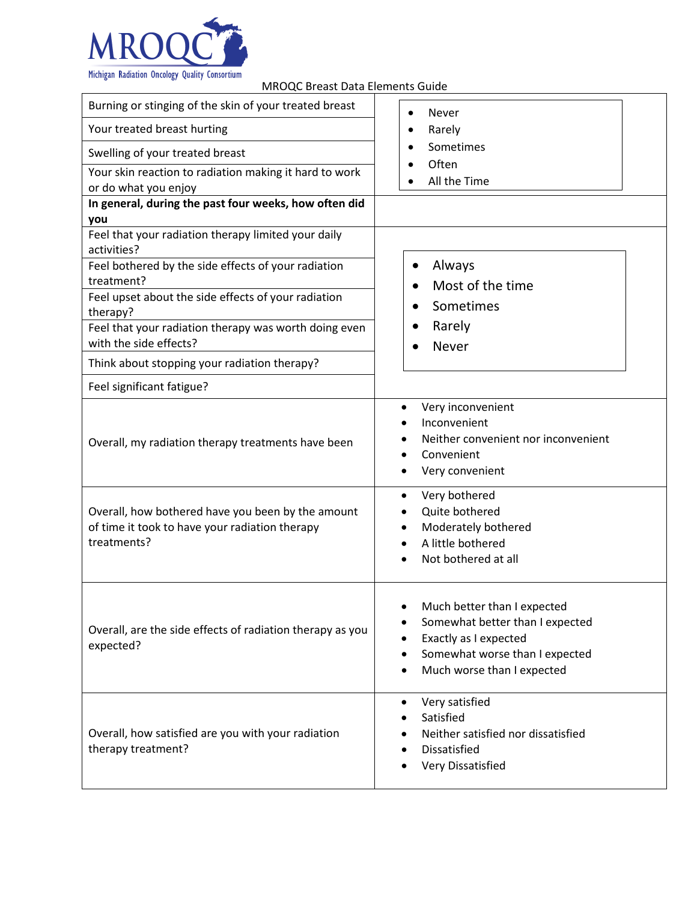MROQC Breast Data Elements Guide

| | |
|---|---|
| Burning or stinging of the skin of your treated breast | • Never<br>• Rarely<br>• Sometimes<br>• Often<br>• All the Time |
| Your treated breast hurting | |
| Swelling of your treated breast | |
| Your skin reaction to radiation making it hard to work or do what you enjoy | |
| **In general, during the past four weeks, how often did you** | |
| Feel that your radiation therapy limited your daily activities? | • Always<br>• Most of the time<br>• Sometimes<br>• Rarely<br>• Never |
| Feel bothered by the side effects of your radiation treatment? | |
| Feel upset about the side effects of your radiation therapy? | |
| Feel that your radiation therapy was worth doing even with the side effects? | |
| Think about stopping your radiation therapy? | |
| Feel significant fatigue? | |
| Overall, my radiation therapy treatments have been | • Very inconvenient<br>• Inconvenient<br>• Neither convenient nor inconvenient<br>• Convenient<br>• Very convenient |
| Overall, how bothered have you been by the amount of time it took to have your radiation therapy treatments? | • Very bothered<br>• Quite bothered<br>• Moderately bothered<br>• A little bothered<br>• Not bothered at all |
| Overall, are the side effects of radiation therapy as you expected? | • Much better than I expected<br>• Somewhat better than I expected<br>• Exactly as I expected<br>• Somewhat worse than I expected<br>• Much worse than I expected |
| Overall, how satisfied are you with your radiation therapy treatment? | • Very satisfied<br>• Satisfied<br>• Neither satisfied nor dissatisfied<br>• Dissatisfied<br>• Very Dissatisfied |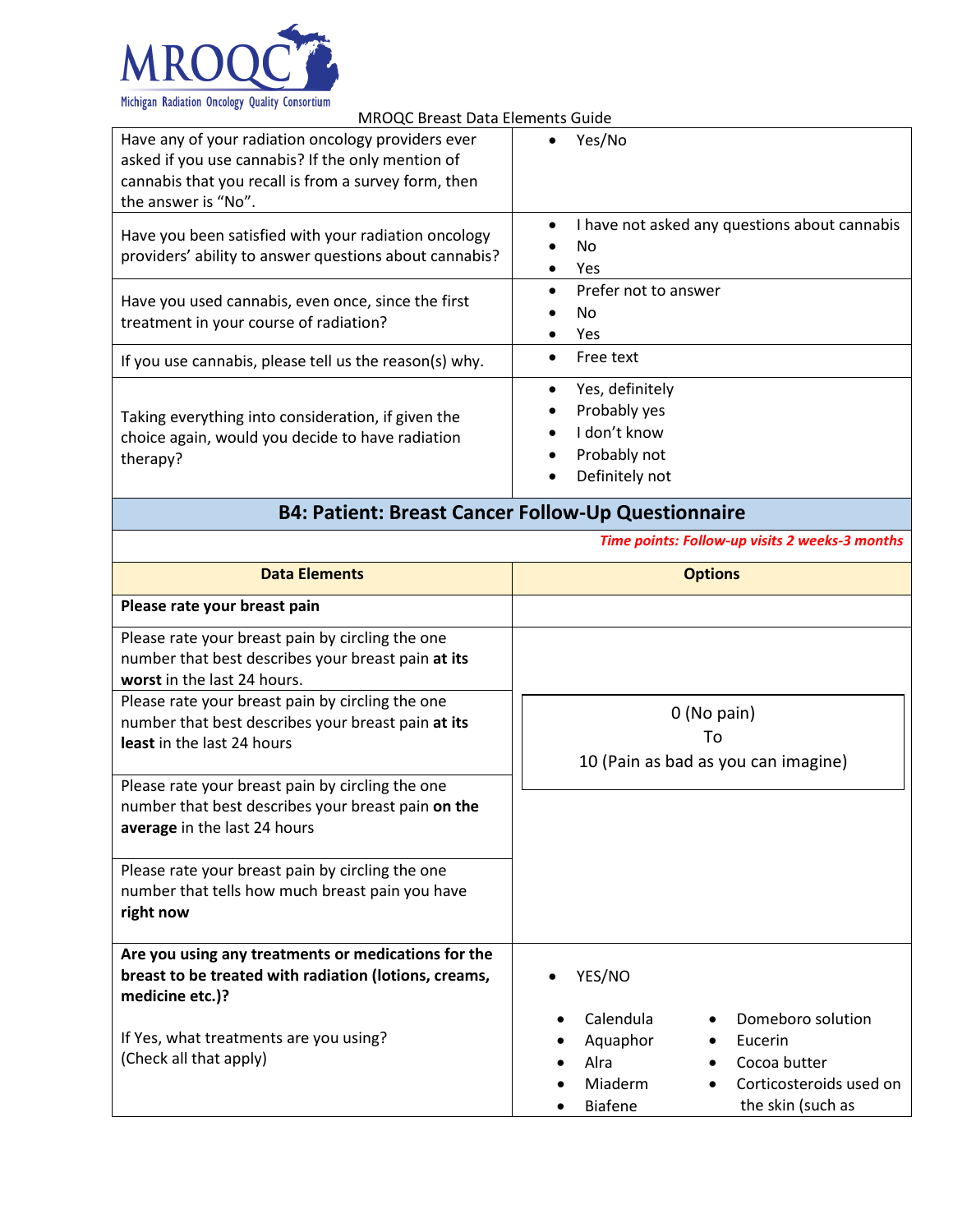| | |
|---|---|
| Have any of your radiation oncology providers ever asked if you use cannabis? If the only mention of cannabis that you recall is from a survey form, then the answer is "No". | • Yes/No |
| Have you been satisfied with your radiation oncology providers' ability to answer questions about cannabis? | • I have not asked any questions about cannabis<br>• No<br>• Yes |
| Have you used cannabis, even once, since the first treatment in your course of radiation? | • Prefer not to answer<br>• No<br>• Yes |
| If you use cannabis, please tell us the reason(s) why. | • Free text |
| Taking everything into consideration, if given the choice again, would you decide to have radiation therapy? | • Yes, definitely<br>• Probably yes<br>• I don't know<br>• Probably not<br>• Definitely not |

## B4: Patient: Breast Cancer Follow-Up Questionnaire

***Time points: Follow-up visits 2 weeks-3 months***

| Data Elements | Options |
|---|---|
| **Please rate your breast pain** | |
| Please rate your breast pain by circling the one number that best describes your breast pain **at its worst** in the last 24 hours. | 0 (No pain)<br>To<br>10 (Pain as bad as you can imagine) |
| Please rate your breast pain by circling the one number that best describes your breast pain **at its least** in the last 24 hours | |
| Please rate your breast pain by circling the one number that best describes your breast pain **on the average** in the last 24 hours | |
| Please rate your breast pain by circling the one number that tells how much breast pain you have **right now** | |
| **Are you using any treatments or medications for the breast to be treated with radiation (lotions, creams, medicine etc.)?**<br><br>If Yes, what treatments are you using?<br>(Check all that apply) | • YES/NO<br><br>• Calendula<br>• Aquaphor<br>• Alra<br>• Miaderm<br>• Biafene<br>• Domeboro solution<br>• Eucerin<br>• Cocoa butter<br>• Corticosteroids used on the skin (such as |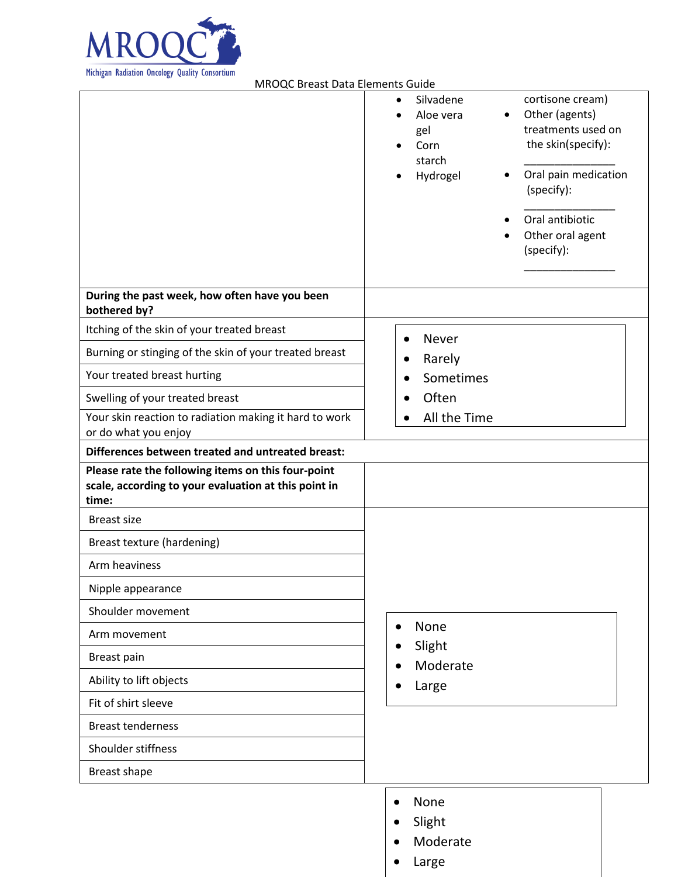MRPQC Breast Data Elements Guide

| | |
|---|---|
| | • Silvadene<br>• Aloe vera gel<br>• Corn starch<br>• Hydrogel<br>cortisone cream)<br>• Other (agents) treatments used on the skin(specify): _______________<br>• Oral pain medication (specify): _______________<br>• Oral antibiotic<br>• Other oral agent (specify): _______________ |
| **During the past week, how often have you been bothered by?** | |
| Itching of the skin of your treated breast | • Never<br>• Rarely<br>• Sometimes<br>• Often<br>• All the Time |
| Burning or stinging of the skin of your treated breast | |
| Your treated breast hurting | |
| Swelling of your treated breast | |
| Your skin reaction to radiation making it hard to work or do what you enjoy | |
| **Differences between treated and untreated breast:** | |
| **Please rate the following items on this four-point scale, according to your evaluation at this point in time:** | |
| Breast size | • None<br>• Slight<br>• Moderate<br>• Large |
| Breast texture (hardening) | |
| Arm heaviness | |
| Nipple appearance | |
| Shoulder movement | |
| Arm movement | |
| Breast pain | |
| Ability to lift objects | |
| Fit of shirt sleeve | |
| Breast tenderness | |
| Shoulder stiffness | |
| Breast shape | |

• None
• Slight
• Moderate
• Large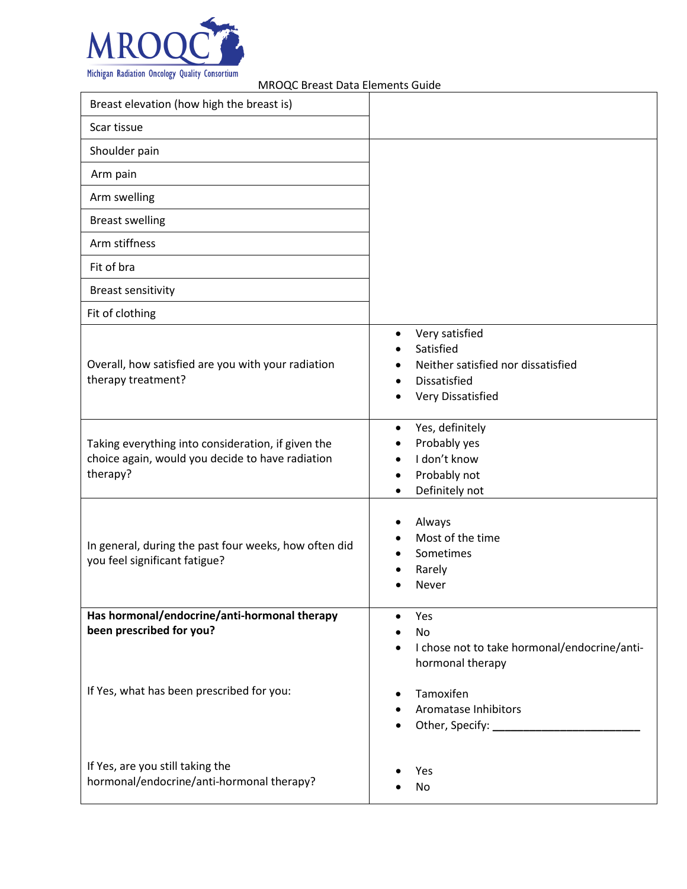MRQOC Breast Data Elements Guide

| | |
|---|---|
| Breast elevation (how high the breast is) | |
| Scar tissue | |
| Shoulder pain | |
| Arm pain | |
| Arm swelling | |
| Breast swelling | |
| Arm stiffness | |
| Fit of bra | |
| Breast sensitivity | |
| Fit of clothing | |
| Overall, how satisfied are you with your radiation therapy treatment? | • Very satisfied<br>• Satisfied<br>• Neither satisfied nor dissatisfied<br>• Dissatisfied<br>• Very Dissatisfied |
| Taking everything into consideration, if given the choice again, would you decide to have radiation therapy? | • Yes, definitely<br>• Probably yes<br>• I don't know<br>• Probably not<br>• Definitely not |
| In general, during the past four weeks, how often did you feel significant fatigue? | • Always<br>• Most of the time<br>• Sometimes<br>• Rarely<br>• Never |
| **Has hormonal/endocrine/anti-hormonal therapy been prescribed for you?**<br><br>If Yes, what has been prescribed for you:<br><br>If Yes, are you still taking the hormonal/endocrine/anti-hormonal therapy? | • Yes<br>• No<br>• I chose not to take hormonal/endocrine/anti-hormonal therapy<br><br>• Tamoxifen<br>• Aromatase Inhibitors<br>• Other, Specify: ________________________<br><br>• Yes<br>• No |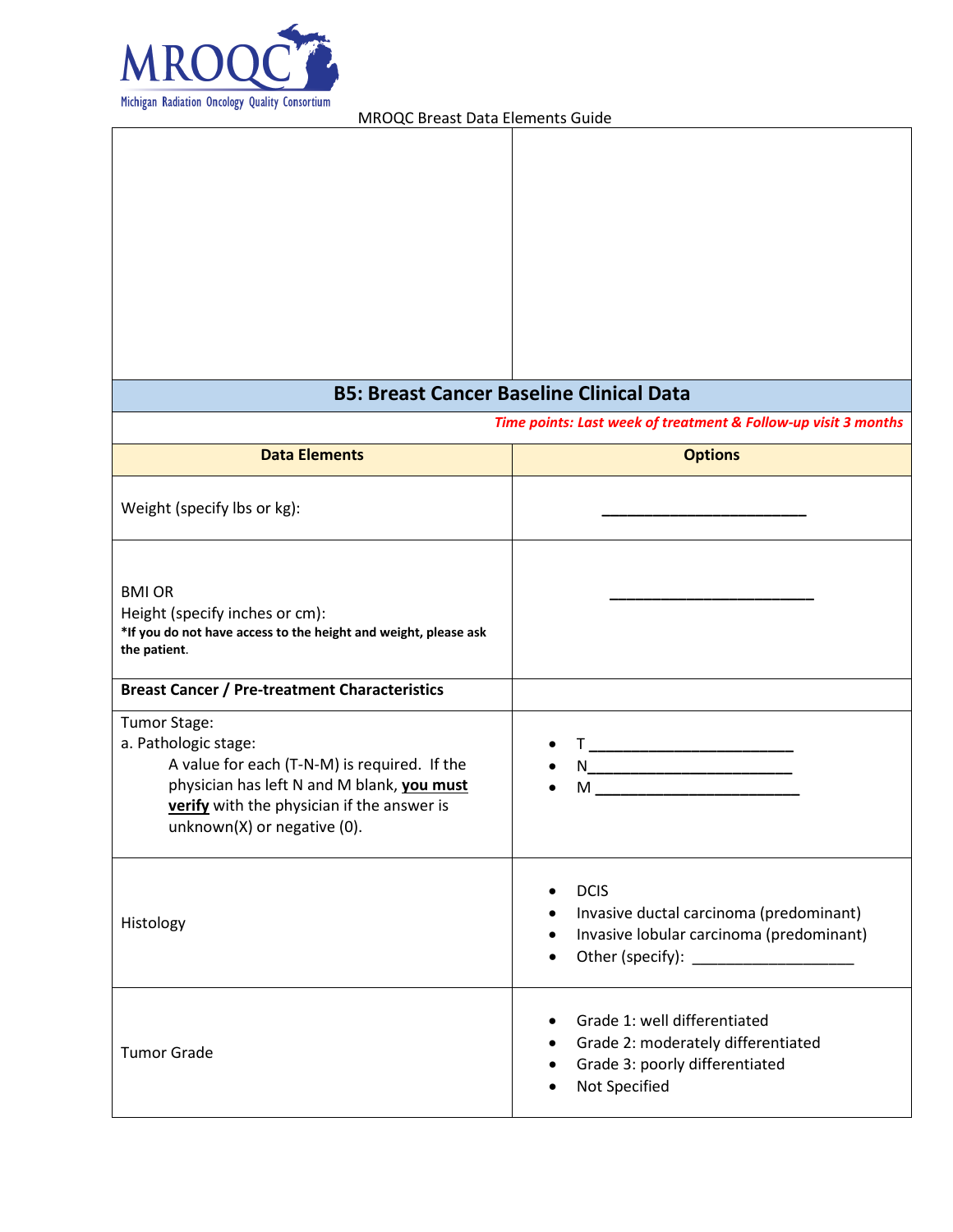MROQC Breast Data Elements Guide

| | |
|---|---|
| | |

## B5: Breast Cancer Baseline Clinical Data

*Time points: Last week of treatment & Follow-up visit 3 months*

| Data Elements | Options |
|---|---|
| Weight (specify lbs or kg): | ________________________ |
| BMI OR<br>Height (specify inches or cm):<br>**\*If you do not have access to the height and weight, please ask the patient.** | ________________________ |
| **Breast Cancer / Pre-treatment Characteristics** | |
| Tumor Stage:<br>a. Pathologic stage:<br>A value for each (T-N-M) is required. If the physician has left N and M blank, **you must verify** with the physician if the answer is unknown(X) or negative (0). | • T ________________________<br>• N________________________<br>• M ________________________ |
| Histology | • DCIS<br>• Invasive ductal carcinoma (predominant)<br>• Invasive lobular carcinoma (predominant)<br>• Other (specify): ___________________ |
| Tumor Grade | • Grade 1: well differentiated<br>• Grade 2: moderately differentiated<br>• Grade 3: poorly differentiated<br>• Not Specified |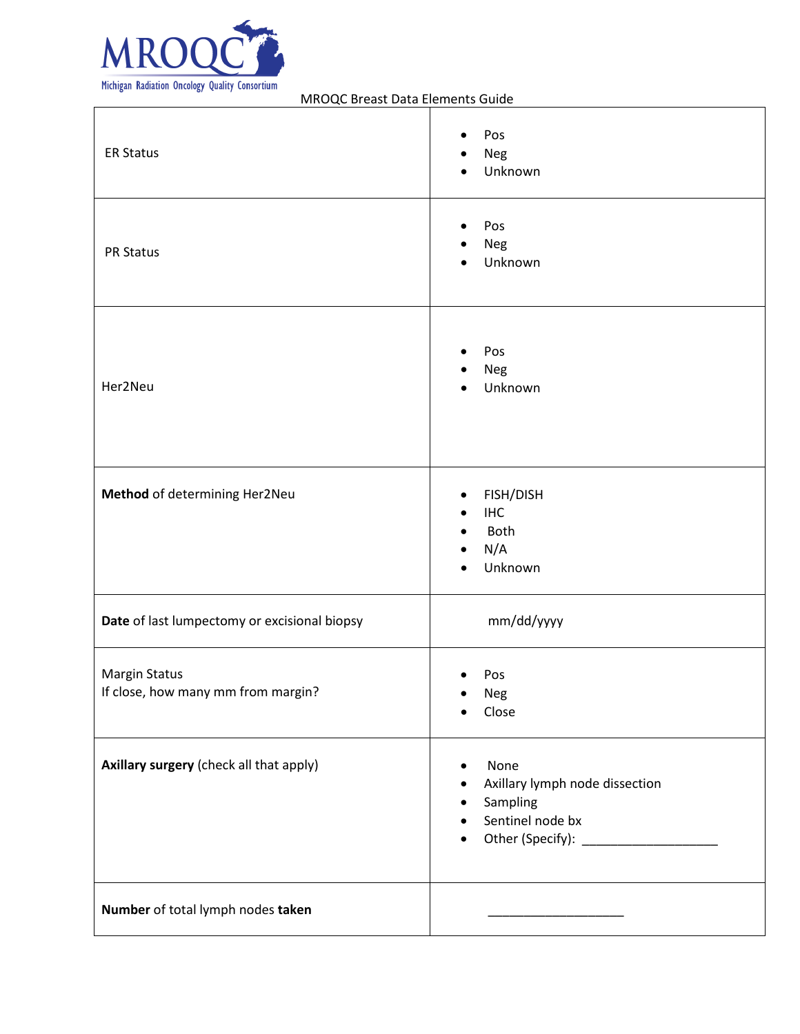MROQC
Michigan Radiation Oncology Quality Consortium

MROQC Breast Data Elements Guide

| | |
|---|---|
| ER Status | • Pos<br>• Neg<br>• Unknown |
| PR Status | • Pos<br>• Neg<br>• Unknown |
| Her2Neu | • Pos<br>• Neg<br>• Unknown |
| **Method** of determining Her2Neu | • FISH/DISH<br>• IHC<br>• Both<br>• N/A<br>• Unknown |
| **Date** of last lumpectomy or excisional biopsy | mm/dd/yyyy |
| Margin Status<br>If close, how many mm from margin? | • Pos<br>• Neg<br>• Close |
| **Axillary surgery** (check all that apply) | • None<br>• Axillary lymph node dissection<br>• Sampling<br>• Sentinel node bx<br>• Other (Specify): ___________________ |
| **Number** of total lymph nodes **taken** | ___________________ |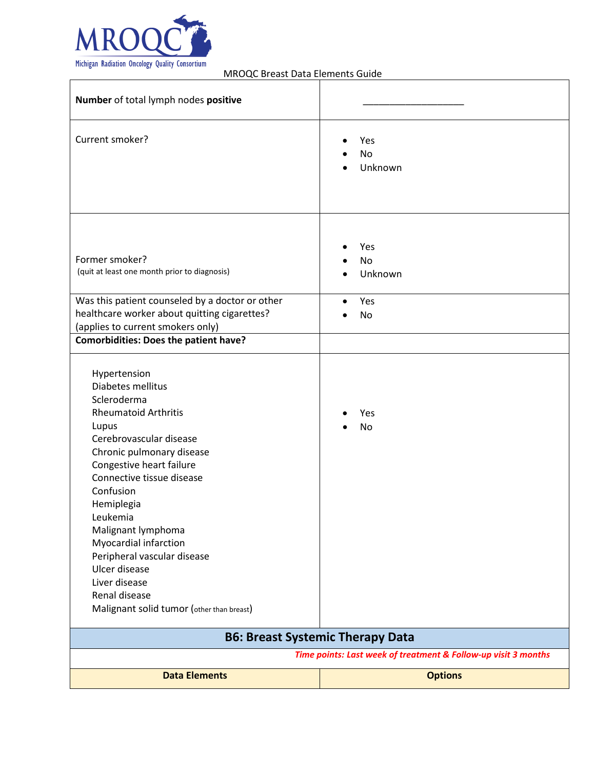| | |
|---|---|
| **Number** of total lymph nodes **positive** | ___________________ |
| Current smoker? | • Yes<br>• No<br>• Unknown |
| Former smoker?<br>(quit at least one month prior to diagnosis) | • Yes<br>• No<br>• Unknown |
| Was this patient counseled by a doctor or other healthcare worker about quitting cigarettes? (applies to current smokers only) | • Yes<br>• No |
| **Comorbidities: Does the patient have?** | |
| Hypertension<br>Diabetes mellitus<br>Scleroderma<br>Rheumatoid Arthritis<br>Lupus<br>Cerebrovascular disease<br>Chronic pulmonary disease<br>Congestive heart failure<br>Connective tissue disease<br>Confusion<br>Hemiplegia<br>Leukemia<br>Malignant lymphoma<br>Myocardial infarction<br>Peripheral vascular disease<br>Ulcer disease<br>Liver disease<br>Renal disease<br>Malignant solid tumor (other than breast) | • Yes<br>• No |

## B6: Breast Systemic Therapy Data

*Time points: Last week of treatment & Follow-up visit 3 months*

| Data Elements | Options |
|---|---|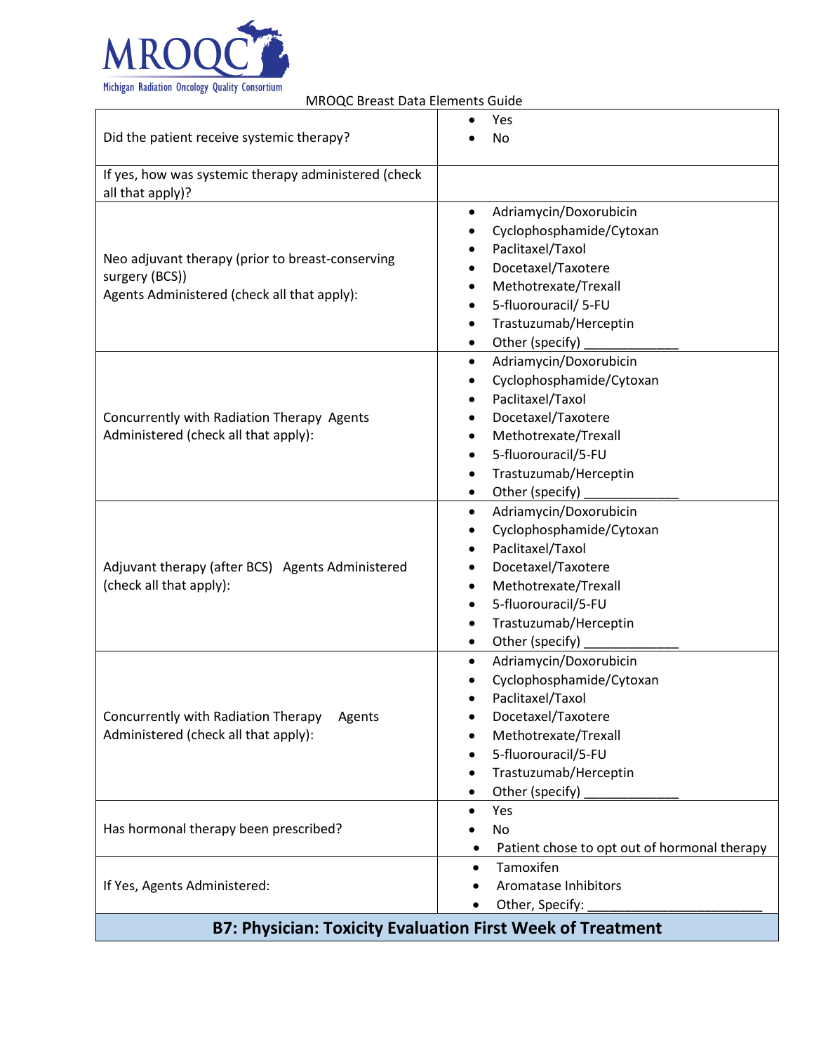MRQOC Breast Data Elements Guide

| | |
|---|---|
| Did the patient receive systemic therapy? | • Yes<br>• No |
| If yes, how was systemic therapy administered (check all that apply)? | |
| Neo adjuvant therapy (prior to breast-conserving surgery (BCS))<br>Agents Administered (check all that apply): | • Adriamycin/Doxorubicin<br>• Cyclophosphamide/Cytoxan<br>• Paclitaxel/Taxol<br>• Docetaxel/Taxotere<br>• Methotrexate/Trexall<br>• 5-fluorouracil/ 5-FU<br>• Trastuzumab/Herceptin<br>• Other (specify) _____________ |
| Concurrently with Radiation Therapy Agents Administered (check all that apply): | • Adriamycin/Doxorubicin<br>• Cyclophosphamide/Cytoxan<br>• Paclitaxel/Taxol<br>• Docetaxel/Taxotere<br>• Methotrexate/Trexall<br>• 5-fluorouracil/5-FU<br>• Trastuzumab/Herceptin<br>• Other (specify) _____________ |
| Adjuvant therapy (after BCS) Agents Administered (check all that apply): | • Adriamycin/Doxorubicin<br>• Cyclophosphamide/Cytoxan<br>• Paclitaxel/Taxol<br>• Docetaxel/Taxotere<br>• Methotrexate/Trexall<br>• 5-fluorouracil/5-FU<br>• Trastuzumab/Herceptin<br>• Other (specify) _____________ |
| Concurrently with Radiation Therapy Agents Administered (check all that apply): | • Adriamycin/Doxorubicin<br>• Cyclophosphamide/Cytoxan<br>• Paclitaxel/Taxol<br>• Docetaxel/Taxotere<br>• Methotrexate/Trexall<br>• 5-fluorouracil/5-FU<br>• Trastuzumab/Herceptin<br>• Other (specify) _____________ |
| Has hormonal therapy been prescribed? | • Yes<br>• No<br>• Patient chose to opt out of hormonal therapy |
| If Yes, Agents Administered: | • Tamoxifen<br>• Aromatase Inhibitors<br>• Other, Specify: ________________________ |

## B7: Physician: Toxicity Evaluation First Week of Treatment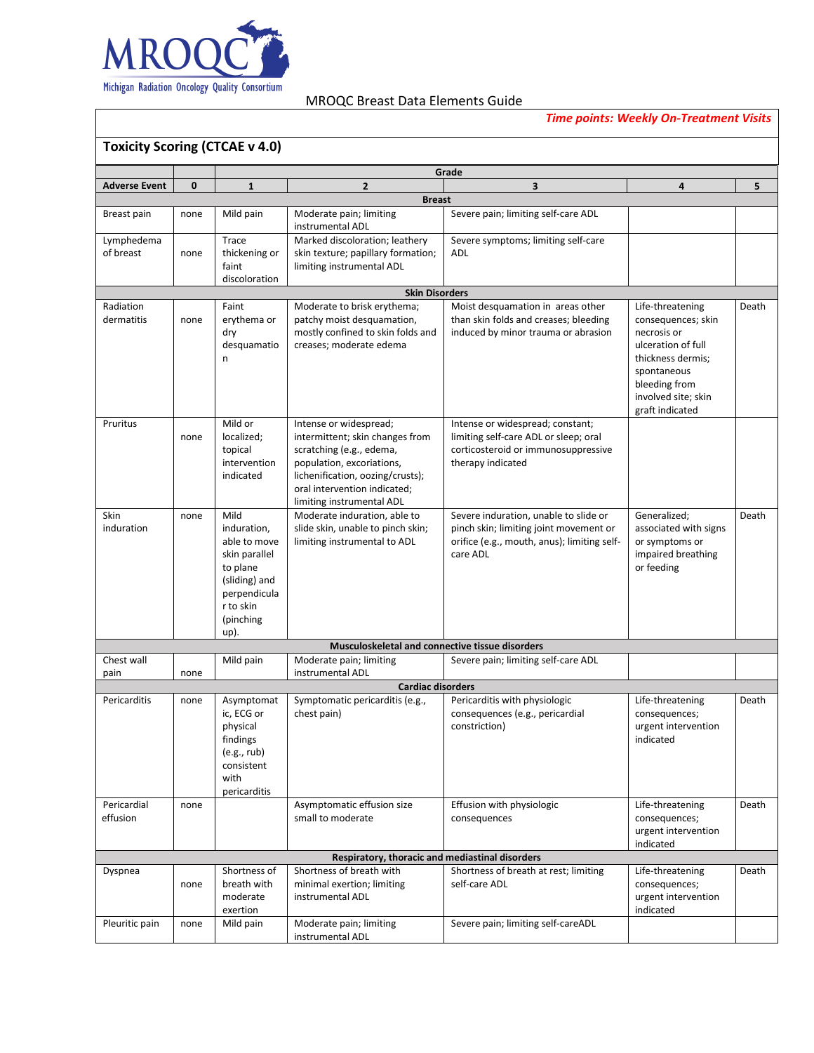MROQC

Michigan Radiation Oncology Quality Consortium

MROQC Breast Data Elements Guide

*Time points: Weekly On-Treatment Visits*

## Toxicity Scoring (CTCAE v 4.0)

| | | Grade | | | | |
|---|---|---|---|---|---|---|
| **Adverse Event** | **0** | **1** | **2** | **3** | **4** | **5** |
| **Breast** | | | | | | |
| Breast pain | none | Mild pain | Moderate pain; limiting instrumental ADL | Severe pain; limiting self-care ADL | | |
| Lymphedema of breast | none | Trace thickening or faint discoloration | Marked discoloration; leathery skin texture; papillary formation; limiting instrumental ADL | Severe symptoms; limiting self-care ADL | | |
| **Skin Disorders** | | | | | | |
| Radiation dermatitis | none | Faint erythema or dry desquamation | Moderate to brisk erythema; patchy moist desquamation, mostly confined to skin folds and creases; moderate edema | Moist desquamation in areas other than skin folds and creases; bleeding induced by minor trauma or abrasion | Life-threatening consequences; skin necrosis or ulceration of full thickness dermis; spontaneous bleeding from involved site; skin graft indicated | Death |
| Pruritus | none | Mild or localized; topical intervention indicated | Intense or widespread; intermittent; skin changes from scratching (e.g., edema, population, excoriations, lichenification, oozing/crusts); oral intervention indicated; limiting instrumental ADL | Intense or widespread; constant; limiting self-care ADL or sleep; oral corticosteroid or immunosuppressive therapy indicated | | |
| Skin induration | none | Mild induration, able to move skin parallel to plane (sliding) and perpendicular to skin (pinching up). | Moderate induration, able to slide skin, unable to pinch skin; limiting instrumental to ADL | Severe induration, unable to slide or pinch skin; limiting joint movement or orifice (e.g., mouth, anus); limiting self-care ADL | Generalized; associated with signs or symptoms or impaired breathing or feeding | Death |
| **Musculoskeletal and connective tissue disorders** | | | | | | |
| Chest wall pain | none | Mild pain | Moderate pain; limiting instrumental ADL | Severe pain; limiting self-care ADL | | |
| **Cardiac disorders** | | | | | | |
| Pericarditis | none | Asymptomatic, ECG or physical findings (e.g., rub) consistent with pericarditis | Symptomatic pericarditis (e.g., chest pain) | Pericarditis with physiologic consequences (e.g., pericardial constriction) | Life-threatening consequences; urgent intervention indicated | Death |
| Pericardial effusion | none | | Asymptomatic effusion size small to moderate | Effusion with physiologic consequences | Life-threatening consequences; urgent intervention indicated | Death |
| **Respiratory, thoracic and mediastinal disorders** | | | | | | |
| Dyspnea | none | Shortness of breath with moderate exertion | Shortness of breath with minimal exertion; limiting instrumental ADL | Shortness of breath at rest; limiting self-care ADL | Life-threatening consequences; urgent intervention indicated | Death |
| Pleuritic pain | none | Mild pain | Moderate pain; limiting instrumental ADL | Severe pain; limiting self-careADL | | |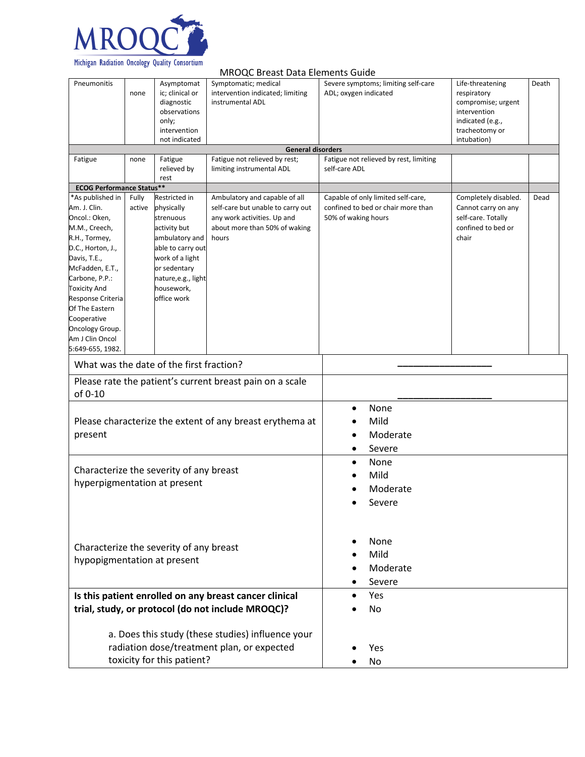MRQOC Breast Data Elements Guide

| Pneumonitis | none | Asymptomatic; clinical or diagnostic observations only; intervention not indicated | Symptomatic; medical intervention indicated; limiting instrumental ADL | Severe symptoms; limiting self-care ADL; oxygen indicated | Life-threatening respiratory compromise; urgent intervention indicated (e.g., tracheotomy or intubation) | Death |
|---|---|---|---|---|---|---|
| **General disorders** | | | | | | |
| Fatigue | none | Fatigue relieved by rest | Fatigue not relieved by rest; limiting instrumental ADL | Fatigue not relieved by rest, limiting self-care ADL | | |
| **ECOG Performance Status**** | | | | | | |
| *As published in Am. J. Clin. Oncol.: Oken, M.M., Creech, R.H., Tormey, D.C., Horton, J., Davis, T.E., McFadden, E.T., Carbone, P.P.: Toxicity And Response Criteria Of The Eastern Cooperative Oncology Group. Am J Clin Oncol 5:649-655, 1982. | Fully active | Restricted in physically strenuous activity but ambulatory and able to carry out work of a light or sedentary nature,e.g., light housework, office work | Ambulatory and capable of all self-care but unable to carry out any work activities. Up and about more than 50% of waking hours | Capable of only limited self-care, confined to bed or chair more than 50% of waking hours | Completely disabled. Cannot carry on any self-care. Totally confined to bed or chair | Dead |

| Question | Response |
|---|---|
| What was the date of the first fraction? | ________________ |
| Please rate the patient's current breast pain on a scale of 0-10 | ________________ |
| Please characterize the extent of any breast erythema at present | • None<br>• Mild<br>• Moderate<br>• Severe |
| Characterize the severity of any breast hyperpigmentation at present | • None<br>• Mild<br>• Moderate<br>• Severe |
| Characterize the severity of any breast hypopigmentation at present | • None<br>• Mild<br>• Moderate<br>• Severe |
| **Is this patient enrolled on any breast cancer clinical trial, study, or protocol (do not include MROQC)?** | • Yes<br>• No |
| a. Does this study (these studies) influence your radiation dose/treatment plan, or expected toxicity for this patient? | • Yes<br>• No |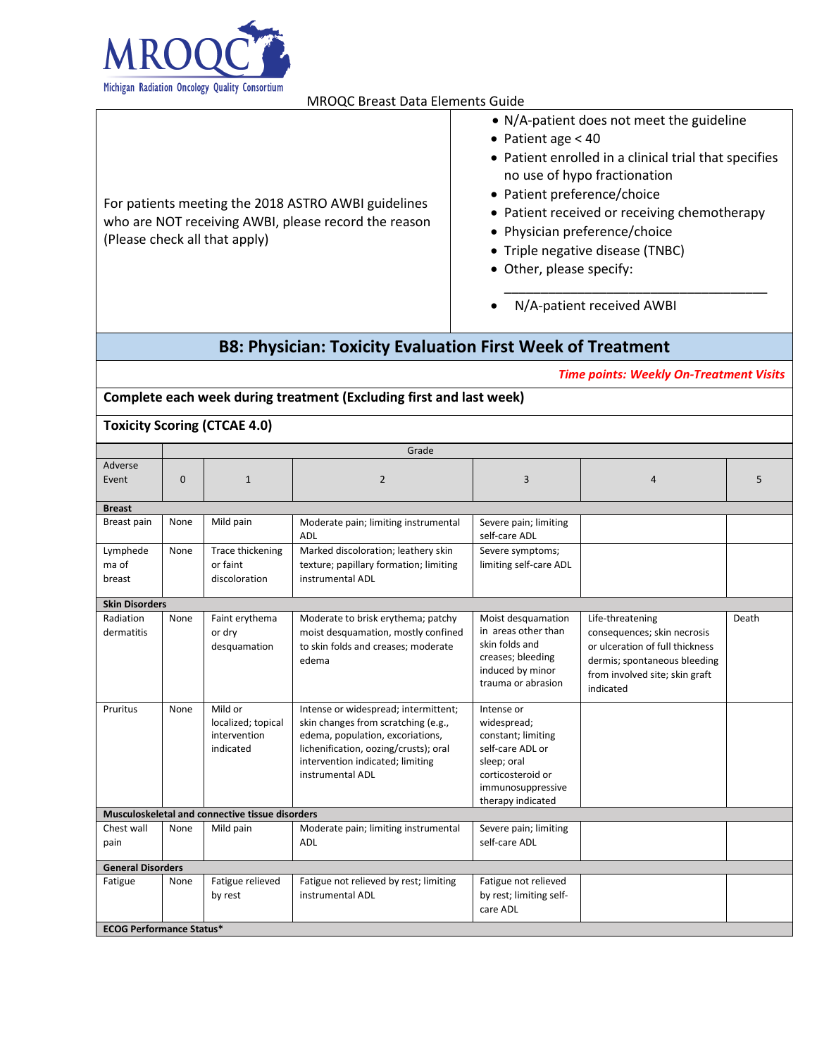MRQOC Breast Data Elements Guide

| | |
|---|---|
| For patients meeting the 2018 ASTRO AWBI guidelines who are NOT receiving AWBI, please record the reason (Please check all that apply) | • N/A-patient does not meet the guideline<br>• Patient age < 40<br>• Patient enrolled in a clinical trial that specifies no use of hypo fractionation<br>• Patient preference/choice<br>• Patient received or receiving chemotherapy<br>• Physician preference/choice<br>• Triple negative disease (TNBC)<br>• Other, please specify: ______________________________<br>• N/A-patient received AWBI |

## B8: Physician: Toxicity Evaluation First Week of Treatment

***Time points: Weekly On-Treatment Visits***

**Complete each week during treatment (Excluding first and last week)**

**Toxicity Scoring (CTCAE 4.0)**

| | Grade | | | | | |
|---|---|---|---|---|---|---|
| Adverse Event | 0 | 1 | 2 | 3 | 4 | 5 |
| **Breast** | | | | | | |
| Breast pain | None | Mild pain | Moderate pain; limiting instrumental ADL | Severe pain; limiting self-care ADL | | |
| Lymphedema of breast | None | Trace thickening or faint discoloration | Marked discoloration; leathery skin texture; papillary formation; limiting instrumental ADL | Severe symptoms; limiting self-care ADL | | |
| **Skin Disorders** | | | | | | |
| Radiation dermatitis | None | Faint erythema or dry desquamation | Moderate to brisk erythema; patchy moist desquamation, mostly confined to skin folds and creases; moderate edema | Moist desquamation in areas other than skin folds and creases; bleeding induced by minor trauma or abrasion | Life-threatening consequences; skin necrosis or ulceration of full thickness dermis; spontaneous bleeding from involved site; skin graft indicated | Death |
| Pruritus | None | Mild or localized; topical intervention indicated | Intense or widespread; intermittent; skin changes from scratching (e.g., edema, population, excoriations, lichenification, oozing/crusts); oral intervention indicated; limiting instrumental ADL | Intense or widespread; constant; limiting self-care ADL or sleep; oral corticosteroid or immunosuppressive therapy indicated | | |
| **Musculoskeletal and connective tissue disorders** | | | | | | |
| Chest wall pain | None | Mild pain | Moderate pain; limiting instrumental ADL | Severe pain; limiting self-care ADL | | |
| **General Disorders** | | | | | | |
| Fatigue | None | Fatigue relieved by rest | Fatigue not relieved by rest; limiting instrumental ADL | Fatigue not relieved by rest; limiting self-care ADL | | |
| **ECOG Performance Status*** | | | | | | |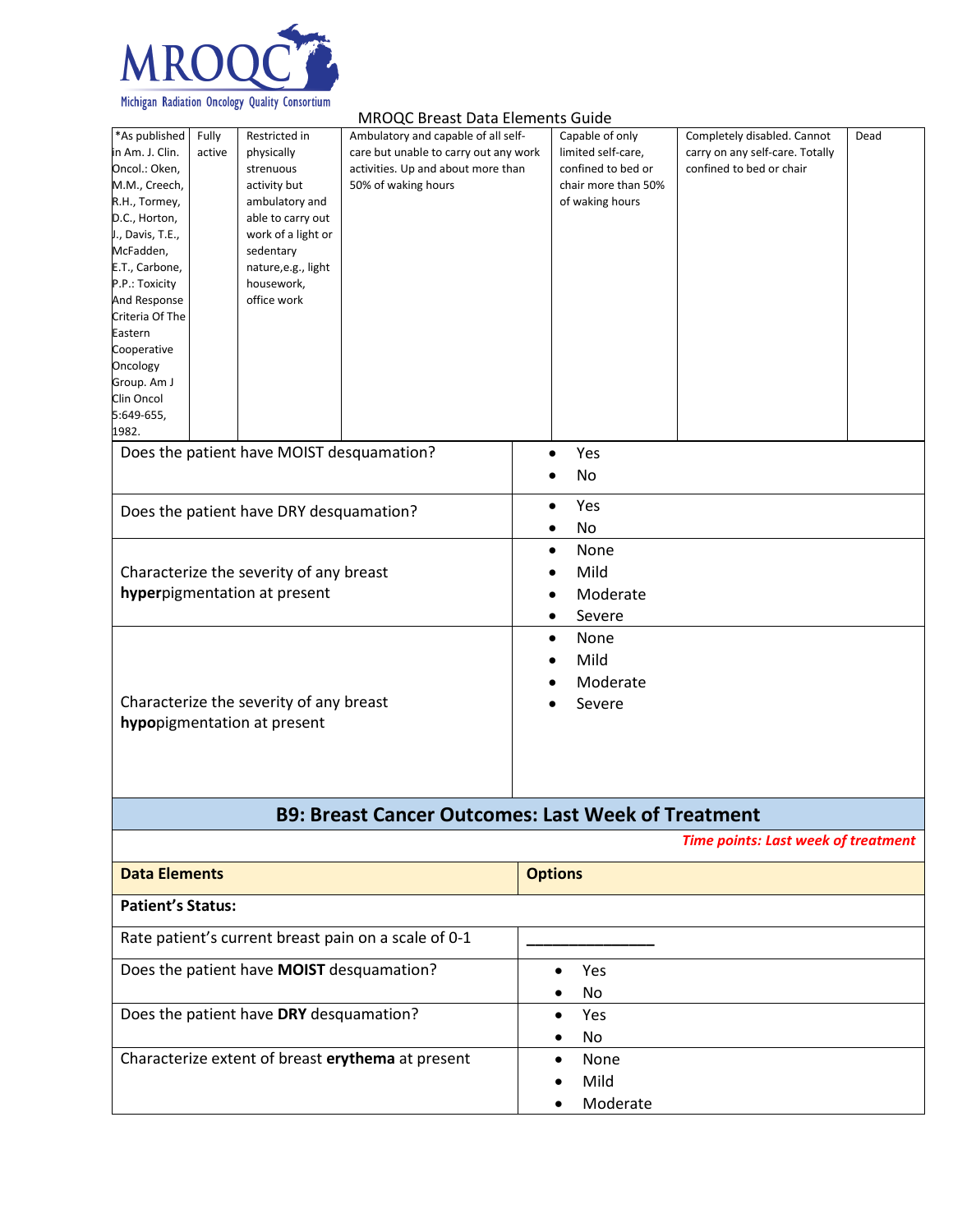MRTQC logo header omitted? The logo "MROQC Michigan Radiation Oncology Quality Consortium" and title "MROQC Breast Data Elements Guide" are running header.

| *As published in Am. J. Clin. Oncol.: Oken, M.M., Creech, R.H., Tormey, D.C., Horton, J., Davis, T.E., McFadden, E.T., Carbone, P.P.: Toxicity And Response Criteria Of The Eastern Cooperative Oncology Group. Am J Clin Oncol 5:649-655, 1982. | Fully active | Restricted in physically strenuous activity but ambulatory and able to carry out work of a light or sedentary nature,e.g., light housework, office work | Ambulatory and capable of all self-care but unable to carry out any work activities. Up and about more than 50% of waking hours | Capable of only limited self-care, confined to bed or chair more than 50% of waking hours | Completely disabled. Cannot carry on any self-care. Totally confined to bed or chair | Dead |
|---|---|---|---|---|---|---|

| | |
|---|---|
| Does the patient have MOIST desquamation? | • Yes<br>• No |
| Does the patient have DRY desquamation? | • Yes<br>• No |
| Characterize the severity of any breast **hyper**pigmentation at present | • None<br>• Mild<br>• Moderate<br>• Severe |
| Characterize the severity of any breast **hypo**pigmentation at present | • None<br>• Mild<br>• Moderate<br>• Severe |

## B9: Breast Cancer Outcomes: Last Week of Treatment

*Time points: Last week of treatment*

| Data Elements | Options |
|---|---|
| **Patient's Status:** | |
| Rate patient's current breast pain on a scale of 0-1 | _______________ |
| Does the patient have **MOIST** desquamation? | • Yes<br>• No |
| Does the patient have **DRY** desquamation? | • Yes<br>• No |
| Characterize extent of breast **erythema** at present | • None<br>• Mild<br>• Moderate |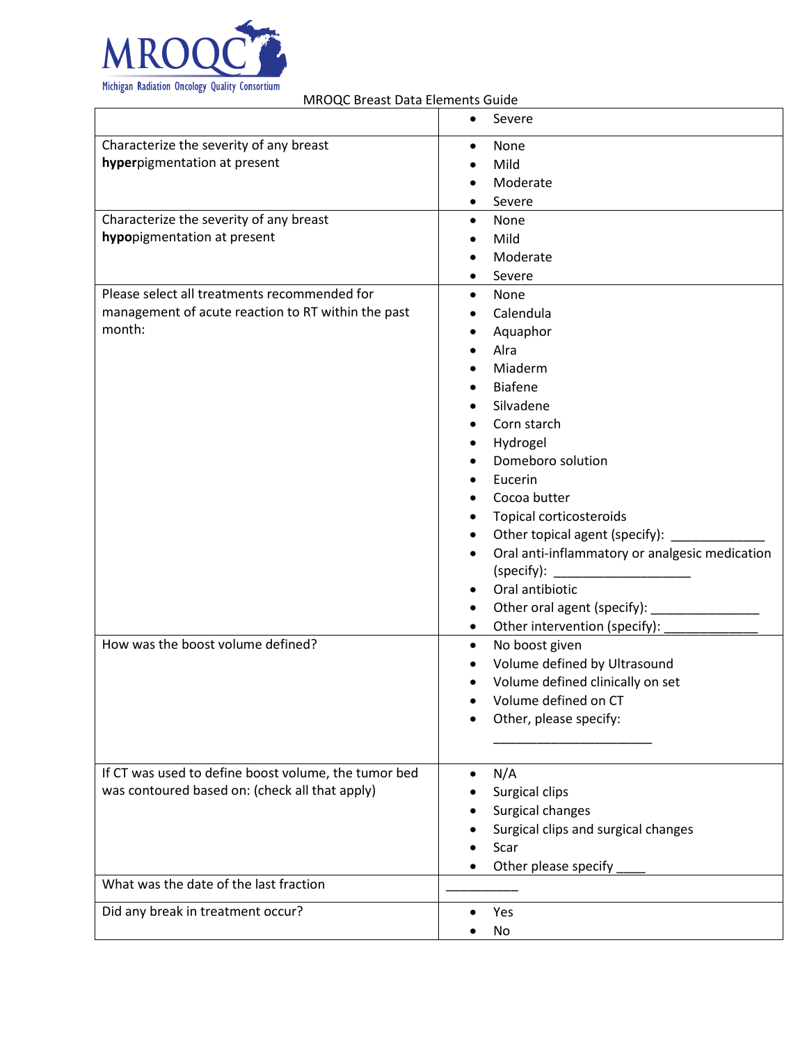| | |
|---|---|
| | • Severe |
| Characterize the severity of any breast **hyper**pigmentation at present | • None<br>• Mild<br>• Moderate<br>• Severe |
| Characterize the severity of any breast **hypo**pigmentation at present | • None<br>• Mild<br>• Moderate<br>• Severe |
| Please select all treatments recommended for management of acute reaction to RT within the past month: | • None<br>• Calendula<br>• Aquaphor<br>• Alra<br>• Miaderm<br>• Biafene<br>• Silvadene<br>• Corn starch<br>• Hydrogel<br>• Domeboro solution<br>• Eucerin<br>• Cocoa butter<br>• Topical corticosteroids<br>• Other topical agent (specify): _____________<br>• Oral anti-inflammatory or analgesic medication (specify): ___________________<br>• Oral antibiotic<br>• Other oral agent (specify): _______________<br>• Other intervention (specify): _____________ |
| How was the boost volume defined? | • No boost given<br>• Volume defined by Ultrasound<br>• Volume defined clinically on set<br>• Volume defined on CT<br>• Other, please specify: ______________________ |
| If CT was used to define boost volume, the tumor bed was contoured based on: (check all that apply) | • N/A<br>• Surgical clips<br>• Surgical changes<br>• Surgical clips and surgical changes<br>• Scar<br>• Other please specify ____ |
| What was the date of the last fraction | __________ |
| Did any break in treatment occur? | • Yes<br>• No |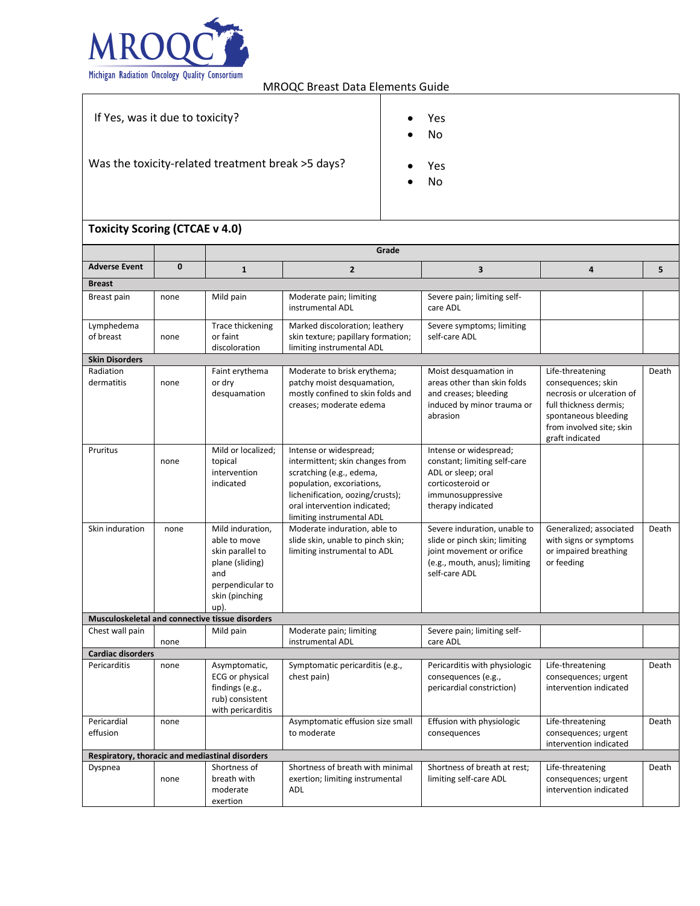| | |
|---|---|
| If Yes, was it due to toxicity? | • Yes<br>• No |
| Was the toxicity-related treatment break >5 days? | • Yes<br>• No |

**Toxicity Scoring (CTCAE v 4.0)**

| | | Grade | | | | |
|---|---|---|---|---|---|---|
| **Adverse Event** | **0** | **1** | **2** | **3** | **4** | **5** |
| **Breast** | | | | | | |
| Breast pain | none | Mild pain | Moderate pain; limiting instrumental ADL | Severe pain; limiting self-care ADL | | |
| Lymphedema of breast | none | Trace thickening or faint discoloration | Marked discoloration; leathery skin texture; papillary formation; limiting instrumental ADL | Severe symptoms; limiting self-care ADL | | |
| **Skin Disorders** | | | | | | |
| Radiation dermatitis | none | Faint erythema or dry desquamation | Moderate to brisk erythema; patchy moist desquamation, mostly confined to skin folds and creases; moderate edema | Moist desquamation in areas other than skin folds and creases; bleeding induced by minor trauma or abrasion | Life-threatening consequences; skin necrosis or ulceration of full thickness dermis; spontaneous bleeding from involved site; skin graft indicated | Death |
| Pruritus | none | Mild or localized; topical intervention indicated | Intense or widespread; intermittent; skin changes from scratching (e.g., edema, population, excoriations, lichenification, oozing/crusts); oral intervention indicated; limiting instrumental ADL | Intense or widespread; constant; limiting self-care ADL or sleep; oral corticosteroid or immunosuppressive therapy indicated | | |
| Skin induration | none | Mild induration, able to move skin parallel to plane (sliding) and perpendicular to skin (pinching up). | Moderate induration, able to slide skin, unable to pinch skin; limiting instrumental to ADL | Severe induration, unable to slide or pinch skin; limiting joint movement or orifice (e.g., mouth, anus); limiting self-care ADL | Generalized; associated with signs or symptoms or impaired breathing or feeding | Death |
| **Musculoskeletal and connective tissue disorders** | | | | | | |
| Chest wall pain | none | Mild pain | Moderate pain; limiting instrumental ADL | Severe pain; limiting self-care ADL | | |
| **Cardiac disorders** | | | | | | |
| Pericarditis | none | Asymptomatic, ECG or physical findings (e.g., rub) consistent with pericarditis | Symptomatic pericarditis (e.g., chest pain) | Pericarditis with physiologic consequences (e.g., pericardial constriction) | Life-threatening consequences; urgent intervention indicated | Death |
| Pericardial effusion | none | | Asymptomatic effusion size small to moderate | Effusion with physiologic consequences | Life-threatening consequences; urgent intervention indicated | Death |
| **Respiratory, thoracic and mediastinal disorders** | | | | | | |
| Dyspnea | none | Shortness of breath with moderate exertion | Shortness of breath with minimal exertion; limiting instrumental ADL | Shortness of breath at rest; limiting self-care ADL | Life-threatening consequences; urgent intervention indicated | Death |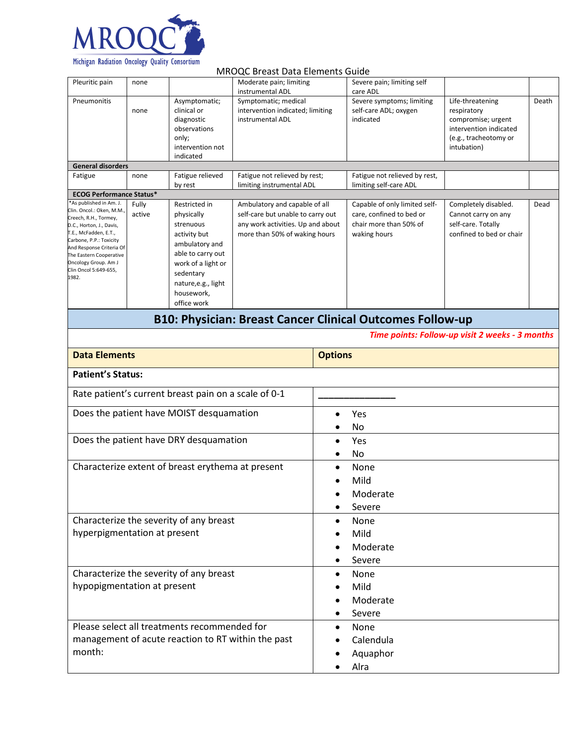MRQOC Breast Data Elements Guide

| | | | | | | |
|---|---|---|---|---|---|---|
| Pleuritic pain | none | | Moderate pain; limiting instrumental ADL | Severe pain; limiting self care ADL | | |
| Pneumonitis | none | Asymptomatic; clinical or diagnostic observations only; intervention not indicated | Symptomatic; medical intervention indicated; limiting instrumental ADL | Severe symptoms; limiting self-care ADL; oxygen indicated | Life-threatening respiratory compromise; urgent intervention indicated (e.g., tracheotomy or intubation) | Death |
| **General disorders** | | | | | | |
| Fatigue | none | Fatigue relieved by rest | Fatigue not relieved by rest; limiting instrumental ADL | Fatigue not relieved by rest, limiting self-care ADL | | |
| **ECOG Performance Status*** | | | | | | |
| *As published in Am. J. Clin. Oncol.: Oken, M.M., Creech, R.H., Tormey, D.C., Horton, J., Davis, T.E., McFadden, E.T., Carbone, P.P.: Toxicity And Response Criteria Of The Eastern Cooperative Oncology Group. Am J Clin Oncol 5:649-655, 1982. | Fully active | Restricted in physically strenuous activity but ambulatory and able to carry out work of a light or sedentary nature,e.g., light housework, office work | Ambulatory and capable of all self-care but unable to carry out any work activities. Up and about more than 50% of waking hours | Capable of only limited self-care, confined to bed or chair more than 50% of waking hours | Completely disabled. Cannot carry on any self-care. Totally confined to bed or chair | Dead |

## B10: Physician: Breast Cancer Clinical Outcomes Follow-up

*Time points: Follow-up visit 2 weeks - 3 months*

| Data Elements | Options |
|---|---|
| **Patient's Status:** | |
| Rate patient's current breast pain on a scale of 0-1 | _______________ |
| Does the patient have MOIST desquamation | • Yes<br>• No |
| Does the patient have DRY desquamation | • Yes<br>• No |
| Characterize extent of breast erythema at present | • None<br>• Mild<br>• Moderate<br>• Severe |
| Characterize the severity of any breast hyperpigmentation at present | • None<br>• Mild<br>• Moderate<br>• Severe |
| Characterize the severity of any breast hypopigmentation at present | • None<br>• Mild<br>• Moderate<br>• Severe |
| Please select all treatments recommended for management of acute reaction to RT within the past month: | • None<br>• Calendula<br>• Aquaphor<br>• Alra |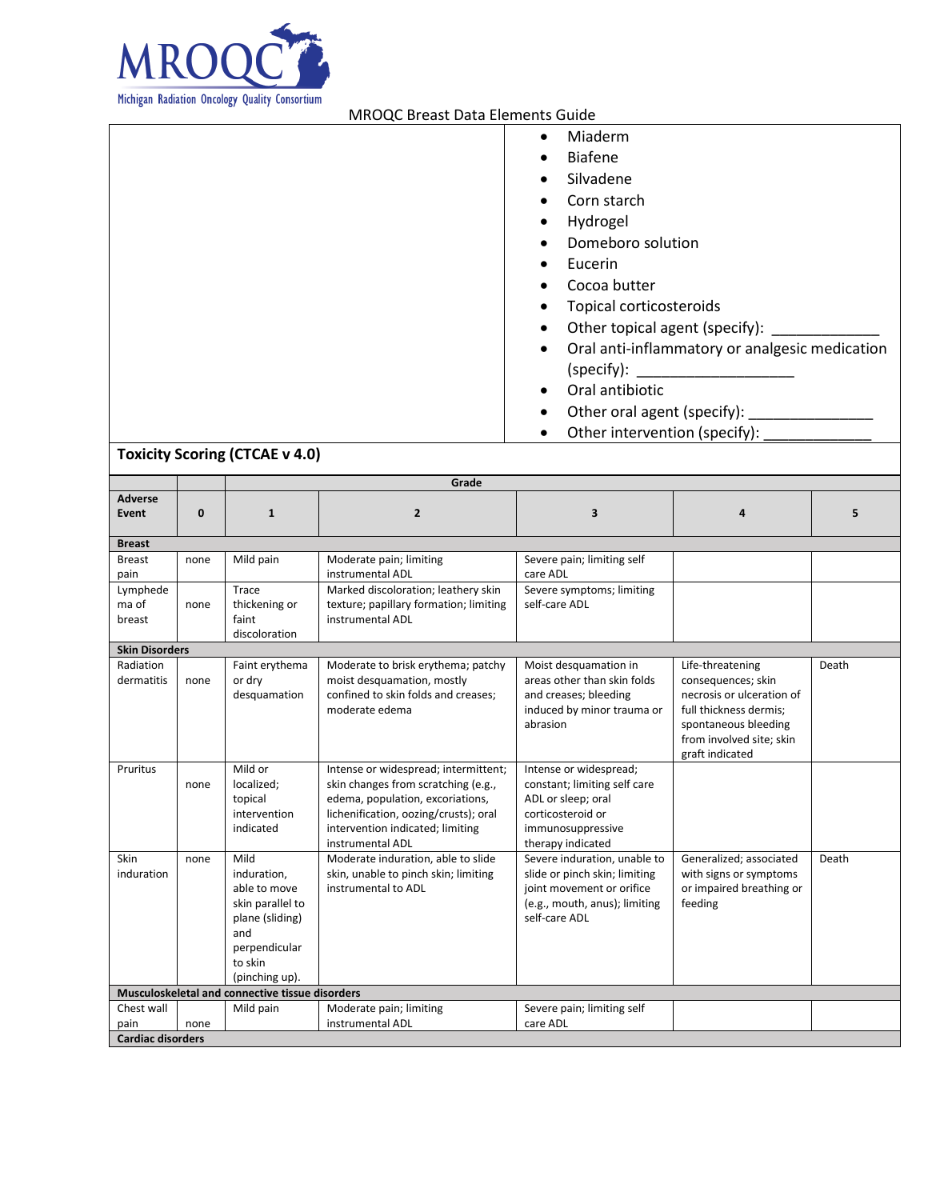MRQOC Breast Data Elements Guide

- Miaderm
- Biafene
- Silvadene
- Corn starch
- Hydrogel
- Domeboro solution
- Eucerin
- Cocoa butter
- Topical corticosteroids
- Other topical agent (specify): ____________
- Oral anti-inflammatory or analgesic medication (specify): __________________
- Oral antibiotic
- Other oral agent (specify): ______________
- Other intervention (specify): ____________

**Toxicity Scoring (CTCAE v 4.0)**

| | | Grade | | | | |
|---|---|---|---|---|---|---|
| **Adverse Event** | **0** | **1** | **2** | **3** | **4** | **5** |
| **Breast** | | | | | | |
| Breast pain | none | Mild pain | Moderate pain; limiting instrumental ADL | Severe pain; limiting self care ADL | | |
| Lymphedema of breast | none | Trace thickening or faint discoloration | Marked discoloration; leathery skin texture; papillary formation; limiting instrumental ADL | Severe symptoms; limiting self-care ADL | | |
| **Skin Disorders** | | | | | | |
| Radiation dermatitis | none | Faint erythema or dry desquamation | Moderate to brisk erythema; patchy moist desquamation, mostly confined to skin folds and creases; moderate edema | Moist desquamation in areas other than skin folds and creases; bleeding induced by minor trauma or abrasion | Life-threatening consequences; skin necrosis or ulceration of full thickness dermis; spontaneous bleeding from involved site; skin graft indicated | Death |
| Pruritus | none | Mild or localized; topical intervention indicated | Intense or widespread; intermittent; skin changes from scratching (e.g., edema, population, excoriations, lichenification, oozing/crusts); oral intervention indicated; limiting instrumental ADL | Intense or widespread; constant; limiting self care ADL or sleep; oral corticosteroid or immunosuppressive therapy indicated | | |
| Skin induration | none | Mild induration, able to move skin parallel to plane (sliding) and perpendicular to skin (pinching up). | Moderate induration, able to slide skin, unable to pinch skin; limiting instrumental to ADL | Severe induration, unable to slide or pinch skin; limiting joint movement or orifice (e.g., mouth, anus); limiting self-care ADL | Generalized; associated with signs or symptoms or impaired breathing or feeding | Death |
| **Musculoskeletal and connective tissue disorders** | | | | | | |
| Chest wall pain | none | Mild pain | Moderate pain; limiting instrumental ADL | Severe pain; limiting self care ADL | | |
| **Cardiac disorders** | | | | | | |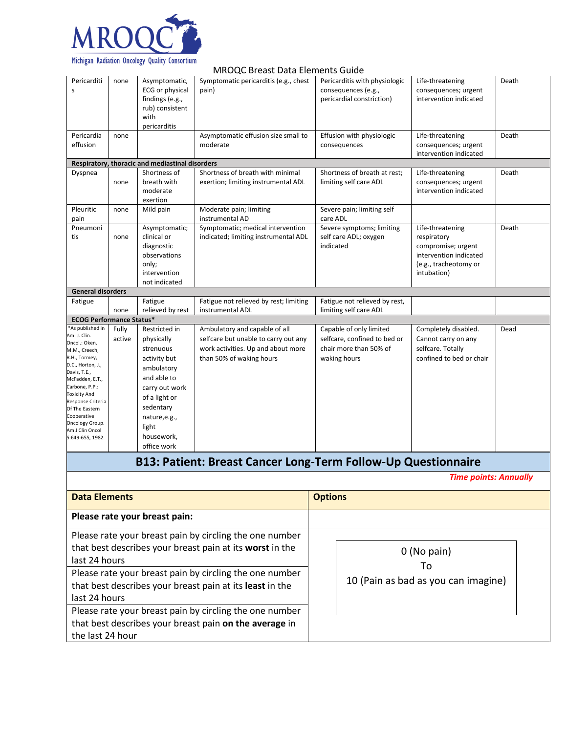# MRQOC Breast Data Elements Guide

| | | | | | | |
|---|---|---|---|---|---|---|
| Pericarditis | none | Asymptomatic, ECG or physical findings (e.g., rub) consistent with pericarditis | Symptomatic pericarditis (e.g., chest pain) | Pericarditis with physiologic consequences (e.g., pericardial constriction) | Life-threatening consequences; urgent intervention indicated | Death |
| Pericardia effusion | none | | Asymptomatic effusion size small to moderate | Effusion with physiologic consequences | Life-threatening consequences; urgent intervention indicated | Death |
| **Respiratory, thoracic and mediastinal disorders** | | | | | | |
| Dyspnea | none | Shortness of breath with moderate exertion | Shortness of breath with minimal exertion; limiting instrumental ADL | Shortness of breath at rest; limiting self care ADL | Life-threatening consequences; urgent intervention indicated | Death |
| Pleuritic pain | none | Mild pain | Moderate pain; limiting instrumental AD | Severe pain; limiting self care ADL | | |
| Pneumonitis | none | Asymptomatic; clinical or diagnostic observations only; intervention not indicated | Symptomatic; medical intervention indicated; limiting instrumental ADL | Severe symptoms; limiting self care ADL; oxygen indicated | Life-threatening respiratory compromise; urgent intervention indicated (e.g., tracheotomy or intubation) | Death |
| **General disorders** | | | | | | |
| Fatigue | none | Fatigue relieved by rest | Fatigue not relieved by rest; limiting instrumental ADL | Fatigue not relieved by rest, limiting self care ADL | | |
| **ECOG Performance Status*** | | | | | | |
| *As published in Am. J. Clin. Oncol.: Oken, M.M., Creech, R.H., Tormey, D.C., Horton, J., Davis, T.E., McFadden, E.T., Carbone, P.P.: Toxicity And Response Criteria Of The Eastern Cooperative Oncology Group. Am J Clin Oncol 5:649-655, 1982. | Fully active | Restricted in physically strenuous activity but ambulatory and able to carry out work of a light or sedentary nature,e.g., light housework, office work | Ambulatory and capable of all selfcare but unable to carry out any work activities. Up and about more than 50% of waking hours | Capable of only limited selfcare, confined to bed or chair more than 50% of waking hours | Completely disabled. Cannot carry on any selfcare. Totally confined to bed or chair | Dead |

## B13: Patient: Breast Cancer Long-Term Follow-Up Questionnaire

*Time points: Annually*

| Data Elements | Options |
|---|---|
| **Please rate your breast pain:** | |
| Please rate your breast pain by circling the one number that best describes your breast pain at its **worst** in the last 24 hours | 0 (No pain) To 10 (Pain as bad as you can imagine) |
| Please rate your breast pain by circling the one number that best describes your breast pain at its **least** in the last 24 hours | |
| Please rate your breast pain by circling the one number that best describes your breast pain **on the average** in the last 24 hour | |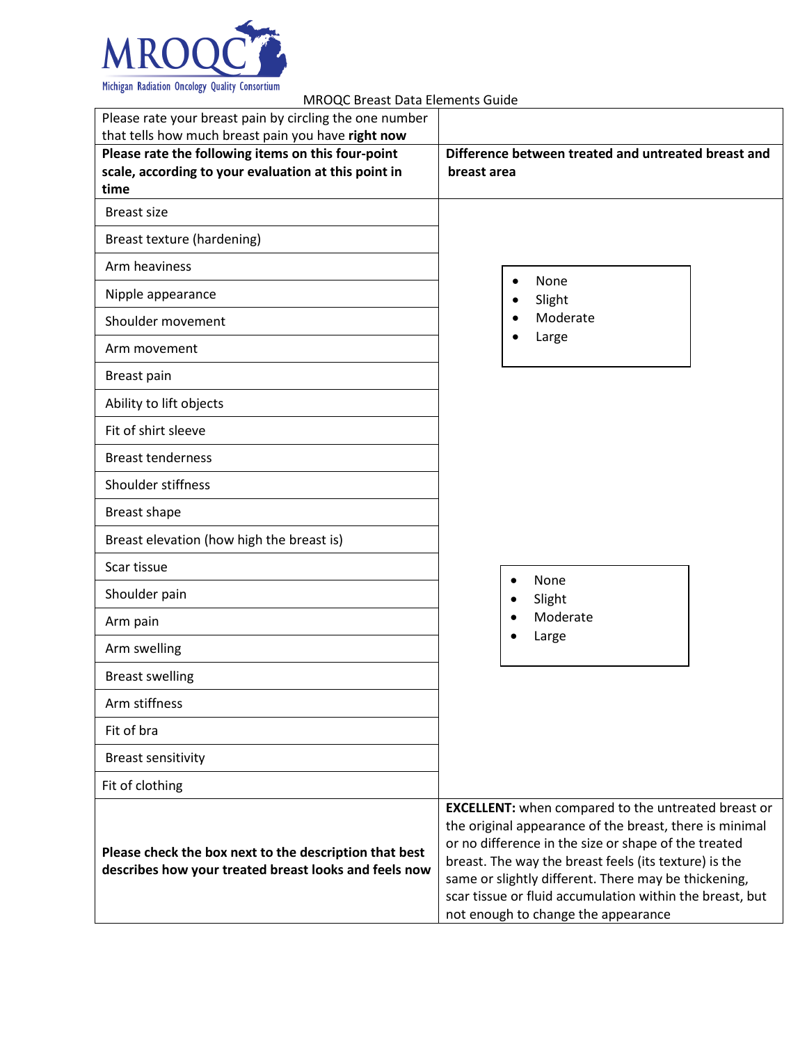MROQC

Michigan Radiation Oncology Quality Consortium

MROQC Breast Data Elements Guide

| Please rate your breast pain by circling the one number that tells how much breast pain you have **right now** | |
|---|---|
| **Please rate the following items on this four-point scale, according to your evaluation at this point in time** | **Difference between treated and untreated breast and breast area** |
| Breast size | • None<br>• Slight<br>• Moderate<br>• Large |
| Breast texture (hardening) | |
| Arm heaviness | |
| Nipple appearance | |
| Shoulder movement | |
| Arm movement | |
| Breast pain | |
| Ability to lift objects | |
| Fit of shirt sleeve | |
| Breast tenderness | |
| Shoulder stiffness | |
| Breast shape | |
| Breast elevation (how high the breast is) | • None<br>• Slight<br>• Moderate<br>• Large |
| Scar tissue | |
| Shoulder pain | |
| Arm pain | |
| Arm swelling | |
| Breast swelling | |
| Arm stiffness | |
| Fit of bra | |
| Breast sensitivity | |
| Fit of clothing | |
| **Please check the box next to the description that best describes how your treated breast looks and feels now** | **EXCELLENT:** when compared to the untreated breast or the original appearance of the breast, there is minimal or no difference in the size or shape of the treated breast. The way the breast feels (its texture) is the same or slightly different. There may be thickening, scar tissue or fluid accumulation within the breast, but not enough to change the appearance |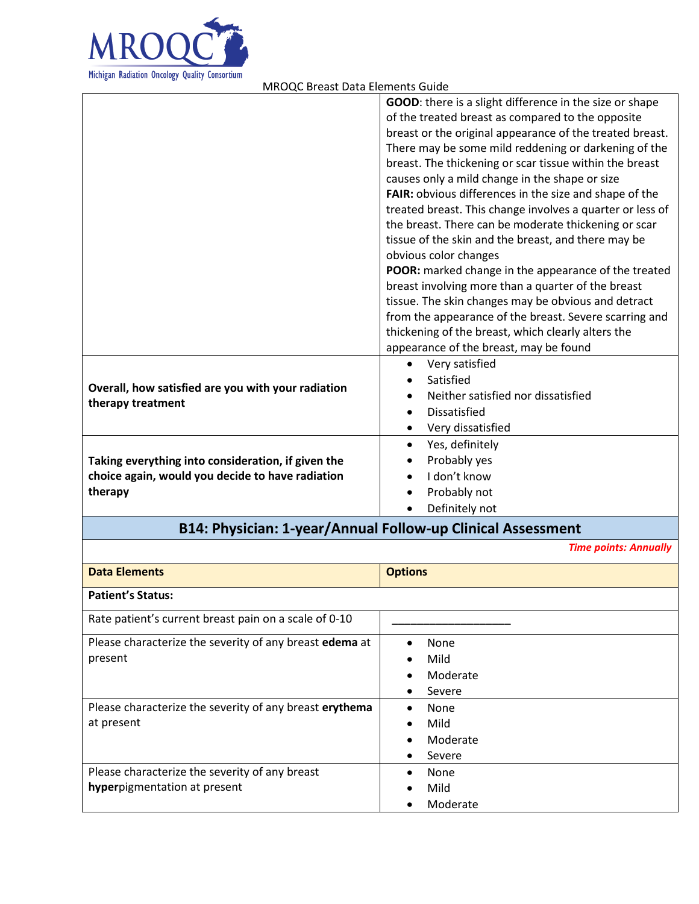| | |
|---|---|
| | **GOOD**: there is a slight difference in the size or shape of the treated breast as compared to the opposite breast or the original appearance of the treated breast. There may be some mild reddening or darkening of the breast. The thickening or scar tissue within the breast causes only a mild change in the shape or size<br>**FAIR:** obvious differences in the size and shape of the treated breast. This change involves a quarter or less of the breast. There can be moderate thickening or scar tissue of the skin and the breast, and there may be obvious color changes<br>**POOR:** marked change in the appearance of the treated breast involving more than a quarter of the breast tissue. The skin changes may be obvious and detract from the appearance of the breast. Severe scarring and thickening of the breast, which clearly alters the appearance of the breast, may be found |
| **Overall, how satisfied are you with your radiation therapy treatment** | • Very satisfied<br>• Satisfied<br>• Neither satisfied nor dissatisfied<br>• Dissatisfied<br>• Very dissatisfied |
| **Taking everything into consideration, if given the choice again, would you decide to have radiation therapy** | • Yes, definitely<br>• Probably yes<br>• I don't know<br>• Probably not<br>• Definitely not |

## B14: Physician: 1-year/Annual Follow-up Clinical Assessment

*Time points: Annually*

| **Data Elements** | **Options** |
|---|---|
| **Patient's Status:** | |
| Rate patient's current breast pain on a scale of 0-10 | ___________________ |
| Please characterize the severity of any breast **edema** at present | • None<br>• Mild<br>• Moderate<br>• Severe |
| Please characterize the severity of any breast **erythema** at present | • None<br>• Mild<br>• Moderate<br>• Severe |
| Please characterize the severity of any breast **hyper**pigmentation at present | • None<br>• Mild<br>• Moderate |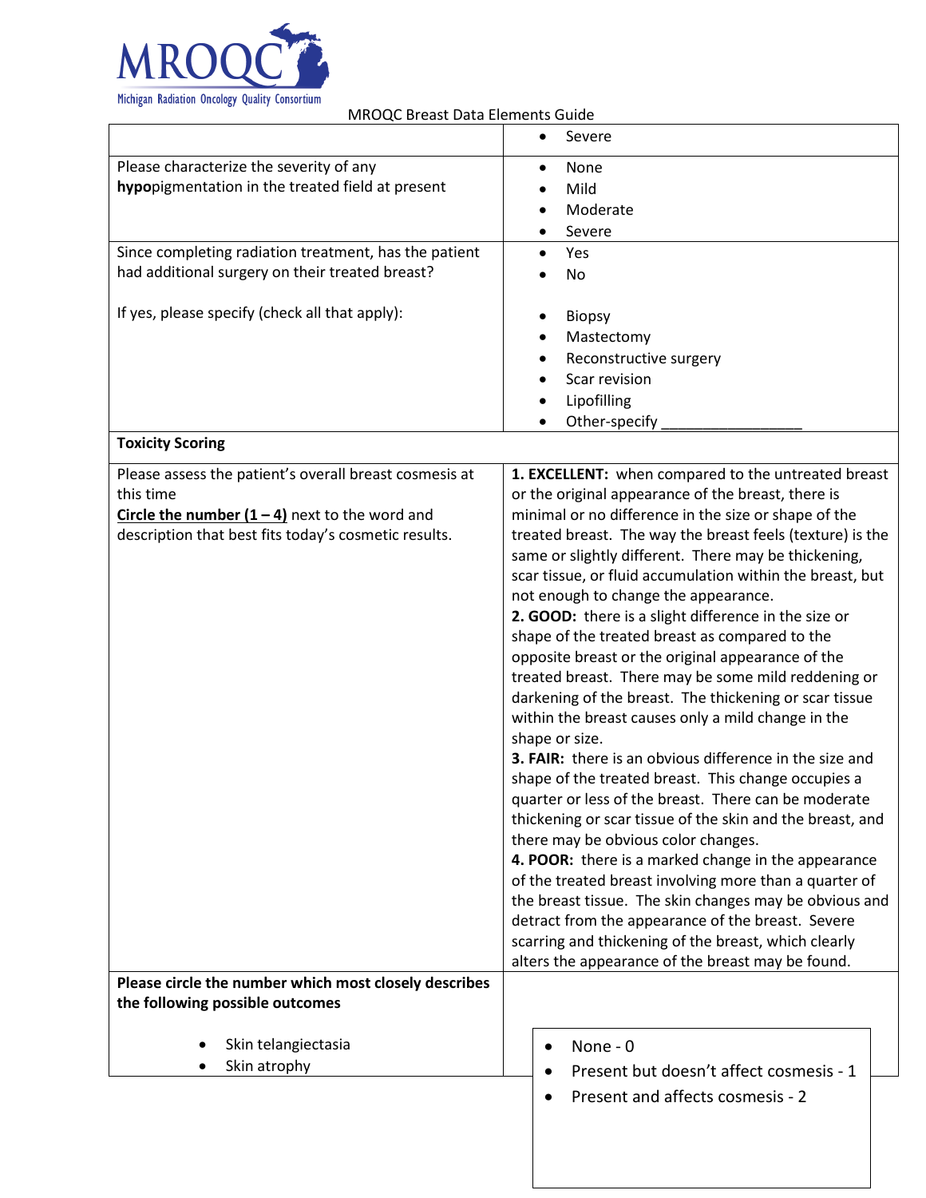MRQOC Breast Data Elements Guide

| | |
|---|---|
| | • Severe |
| Please characterize the severity of any **hypo**pigmentation in the treated field at present | • None<br>• Mild<br>• Moderate<br>• Severe |
| Since completing radiation treatment, has the patient had additional surgery on their treated breast?<br><br>If yes, please specify (check all that apply): | • Yes<br>• No<br><br>• Biopsy<br>• Mastectomy<br>• Reconstructive surgery<br>• Scar revision<br>• Lipofilling<br>• Other-specify _________________ |
| **Toxicity Scoring** | |
| Please assess the patient's overall breast cosmesis at this time<br>**Circle the number (1 – 4)** next to the word and description that best fits today's cosmetic results. | **1. EXCELLENT:** when compared to the untreated breast or the original appearance of the breast, there is minimal or no difference in the size or shape of the treated breast. The way the breast feels (texture) is the same or slightly different. There may be thickening, scar tissue, or fluid accumulation within the breast, but not enough to change the appearance.<br>**2. GOOD:** there is a slight difference in the size or shape of the treated breast as compared to the opposite breast or the original appearance of the treated breast. There may be some mild reddening or darkening of the breast. The thickening or scar tissue within the breast causes only a mild change in the shape or size.<br>**3. FAIR:** there is an obvious difference in the size and shape of the treated breast. This change occupies a quarter or less of the breast. There can be moderate thickening or scar tissue of the skin and the breast, and there may be obvious color changes.<br>**4. POOR:** there is a marked change in the appearance of the treated breast involving more than a quarter of the breast tissue. The skin changes may be obvious and detract from the appearance of the breast. Severe scarring and thickening of the breast, which clearly alters the appearance of the breast may be found. |
| **Please circle the number which most closely describes the following possible outcomes**<br><br>• Skin telangiectasia<br>• Skin atrophy | • None - 0<br>• Present but doesn't affect cosmesis - 1<br>• Present and affects cosmesis - 2 |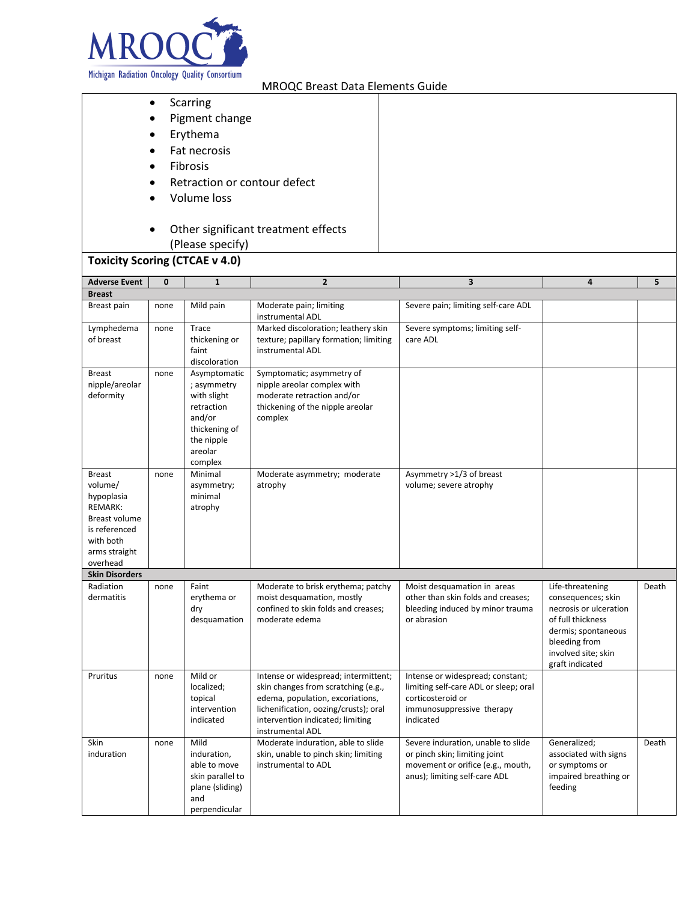- Scarring
- Pigment change
- Erythema
- Fat necrosis
- Fibrosis
- Retraction or contour defect
- Volume loss
- Other significant treatment effects (Please specify)

## Toxicity Scoring (CTCAE v 4.0)

| Adverse Event | 0 | 1 | 2 | 3 | 4 | 5 |
|---|---|---|---|---|---|---|
| **Breast** | | | | | | |
| Breast pain | none | Mild pain | Moderate pain; limiting instrumental ADL | Severe pain; limiting self-care ADL | | |
| Lymphedema of breast | none | Trace thickening or faint discoloration | Marked discoloration; leathery skin texture; papillary formation; limiting instrumental ADL | Severe symptoms; limiting self-care ADL | | |
| Breast nipple/areolar deformity | none | Asymptomatic; asymmetry with slight retraction and/or thickening of the nipple areolar complex | Symptomatic; asymmetry of nipple areolar complex with moderate retraction and/or thickening of the nipple areolar complex | | | |
| Breast volume/ hypoplasia REMARK: Breast volume is referenced with both arms straight overhead | none | Minimal asymmetry; minimal atrophy | Moderate asymmetry; moderate atrophy | Asymmetry >1/3 of breast volume; severe atrophy | | |
| **Skin Disorders** | | | | | | |
| Radiation dermatitis | none | Faint erythema or dry desquamation | Moderate to brisk erythema; patchy moist desquamation, mostly confined to skin folds and creases; moderate edema | Moist desquamation in areas other than skin folds and creases; bleeding induced by minor trauma or abrasion | Life-threatening consequences; skin necrosis or ulceration of full thickness dermis; spontaneous bleeding from involved site; skin graft indicated | Death |
| Pruritus | none | Mild or localized; topical intervention indicated | Intense or widespread; intermittent; skin changes from scratching (e.g., edema, population, excoriations, lichenification, oozing/crusts); oral intervention indicated; limiting instrumental ADL | Intense or widespread; constant; limiting self-care ADL or sleep; oral corticosteroid or immunosuppressive therapy indicated | | |
| Skin induration | none | Mild induration, able to move skin parallel to plane (sliding) and perpendicular | Moderate induration, able to slide skin, unable to pinch skin; limiting instrumental to ADL | Severe induration, unable to slide or pinch skin; limiting joint movement or orifice (e.g., mouth, anus); limiting self-care ADL | Generalized; associated with signs or symptoms or impaired breathing or feeding | Death |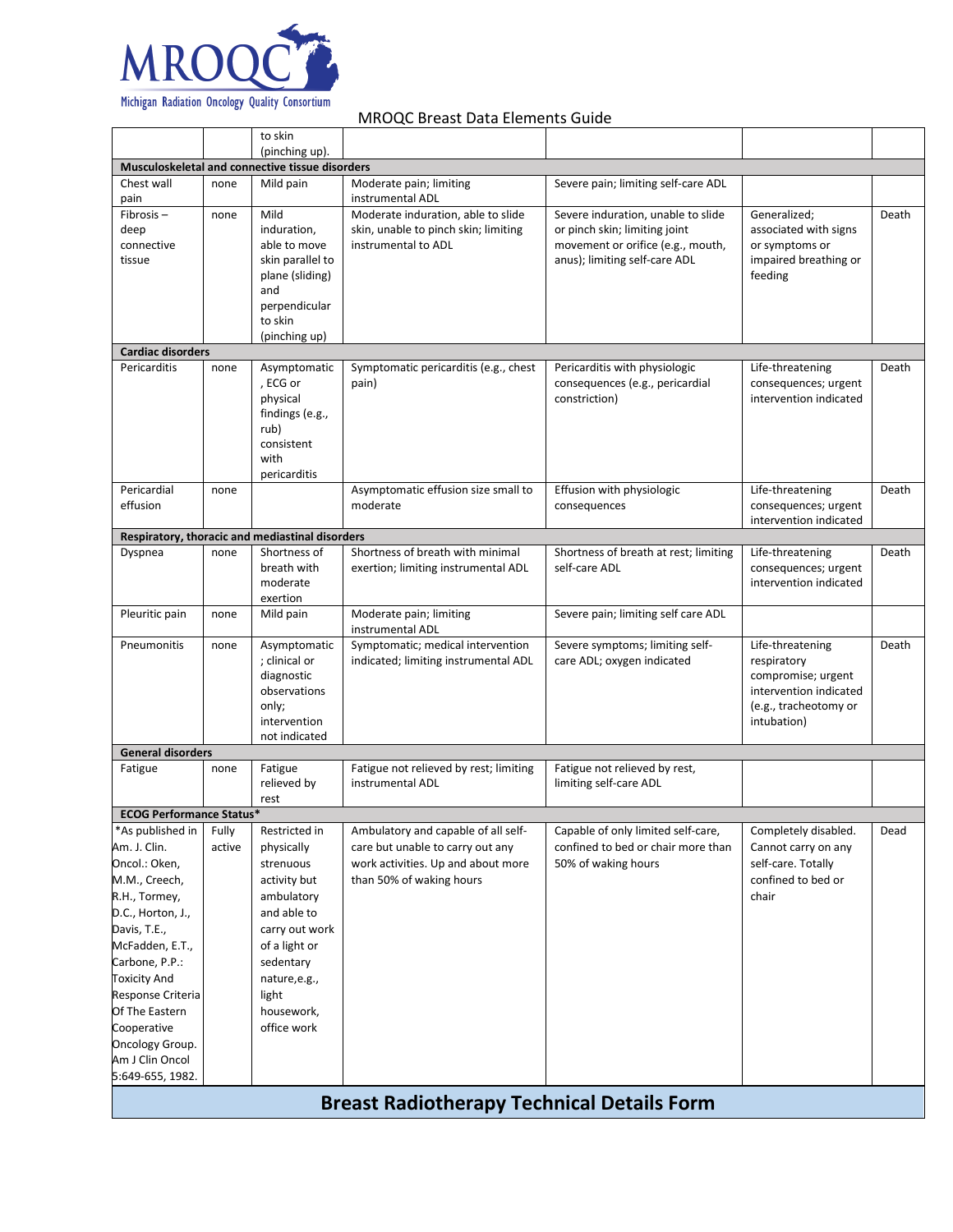MROQC Breast Data Elements Guide

| | | | | | | |
|---|---|---|---|---|---|---|
| | | to skin (pinching up). | | | | |
| **Musculoskeletal and connective tissue disorders** | | | | | | |
| Chest wall pain | none | Mild pain | Moderate pain; limiting instrumental ADL | Severe pain; limiting self-care ADL | | |
| Fibrosis – deep connective tissue | none | Mild induration, able to move skin parallel to plane (sliding) and perpendicular to skin (pinching up) | Moderate induration, able to slide skin, unable to pinch skin; limiting instrumental to ADL | Severe induration, unable to slide or pinch skin; limiting joint movement or orifice (e.g., mouth, anus); limiting self-care ADL | Generalized; associated with signs or symptoms or impaired breathing or feeding | Death |
| **Cardiac disorders** | | | | | | |
| Pericarditis | none | Asymptomatic, ECG or physical findings (e.g., rub) consistent with pericarditis | Symptomatic pericarditis (e.g., chest pain) | Pericarditis with physiologic consequences (e.g., pericardial constriction) | Life-threatening consequences; urgent intervention indicated | Death |
| Pericardial effusion | none | | Asymptomatic effusion size small to moderate | Effusion with physiologic consequences | Life-threatening consequences; urgent intervention indicated | Death |
| **Respiratory, thoracic and mediastinal disorders** | | | | | | |
| Dyspnea | none | Shortness of breath with moderate exertion | Shortness of breath with minimal exertion; limiting instrumental ADL | Shortness of breath at rest; limiting self-care ADL | Life-threatening consequences; urgent intervention indicated | Death |
| Pleuritic pain | none | Mild pain | Moderate pain; limiting instrumental ADL | Severe pain; limiting self care ADL | | |
| Pneumonitis | none | Asymptomatic; clinical or diagnostic observations only; intervention not indicated | Symptomatic; medical intervention indicated; limiting instrumental ADL | Severe symptoms; limiting self-care ADL; oxygen indicated | Life-threatening respiratory compromise; urgent intervention indicated (e.g., tracheotomy or intubation) | Death |
| **General disorders** | | | | | | |
| Fatigue | none | Fatigue relieved by rest | Fatigue not relieved by rest; limiting instrumental ADL | Fatigue not relieved by rest, limiting self-care ADL | | |
| **ECOG Performance Status*** | | | | | | |
| *As published in Am. J. Clin. Oncol.: Oken, M.M., Creech, R.H., Tormey, D.C., Horton, J., Davis, T.E., McFadden, E.T., Carbone, P.P.: Toxicity And Response Criteria Of The Eastern Cooperative Oncology Group. Am J Clin Oncol 5:649-655, 1982. | Fully active | Restricted in physically strenuous activity but ambulatory and able to carry out work of a light or sedentary nature, e.g., light housework, office work | Ambulatory and capable of all self-care but unable to carry out any work activities. Up and about more than 50% of waking hours | Capable of only limited self-care, confined to bed or chair more than 50% of waking hours | Completely disabled. Cannot carry on any self-care. Totally confined to bed or chair | Dead |

## Breast Radiotherapy Technical Details Form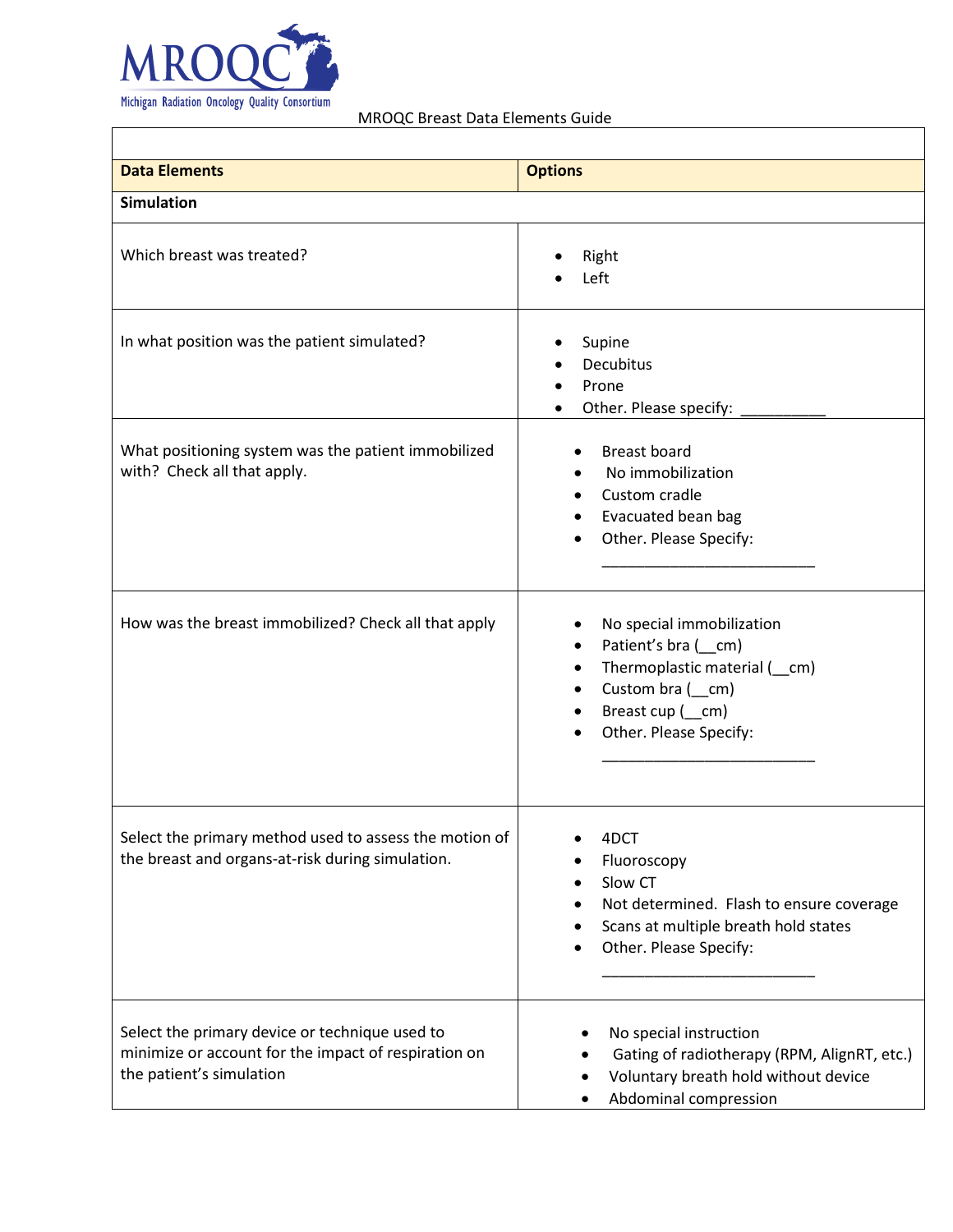MROQC Breast Data Elements Guide

| Data Elements | Options |
| --- | --- |
| **Simulation** | |
| Which breast was treated? | • Right<br>• Left |
| In what position was the patient simulated? | • Supine<br>• Decubitus<br>• Prone<br>• Other. Please specify: __________ |
| What positioning system was the patient immobilized with? Check all that apply. | • Breast board<br>• No immobilization<br>• Custom cradle<br>• Evacuated bean bag<br>• Other. Please Specify: _________________________ |
| How was the breast immobilized? Check all that apply | • No special immobilization<br>• Patient's bra (__cm)<br>• Thermoplastic material (__cm)<br>• Custom bra (__cm)<br>• Breast cup (__cm)<br>• Other. Please Specify: _________________________ |
| Select the primary method used to assess the motion of the breast and organs-at-risk during simulation. | • 4DCT<br>• Fluoroscopy<br>• Slow CT<br>• Not determined. Flash to ensure coverage<br>• Scans at multiple breath hold states<br>• Other. Please Specify: _________________________ |
| Select the primary device or technique used to minimize or account for the impact of respiration on the patient's simulation | • No special instruction<br>• Gating of radiotherapy (RPM, AlignRT, etc.)<br>• Voluntary breath hold without device<br>• Abdominal compression |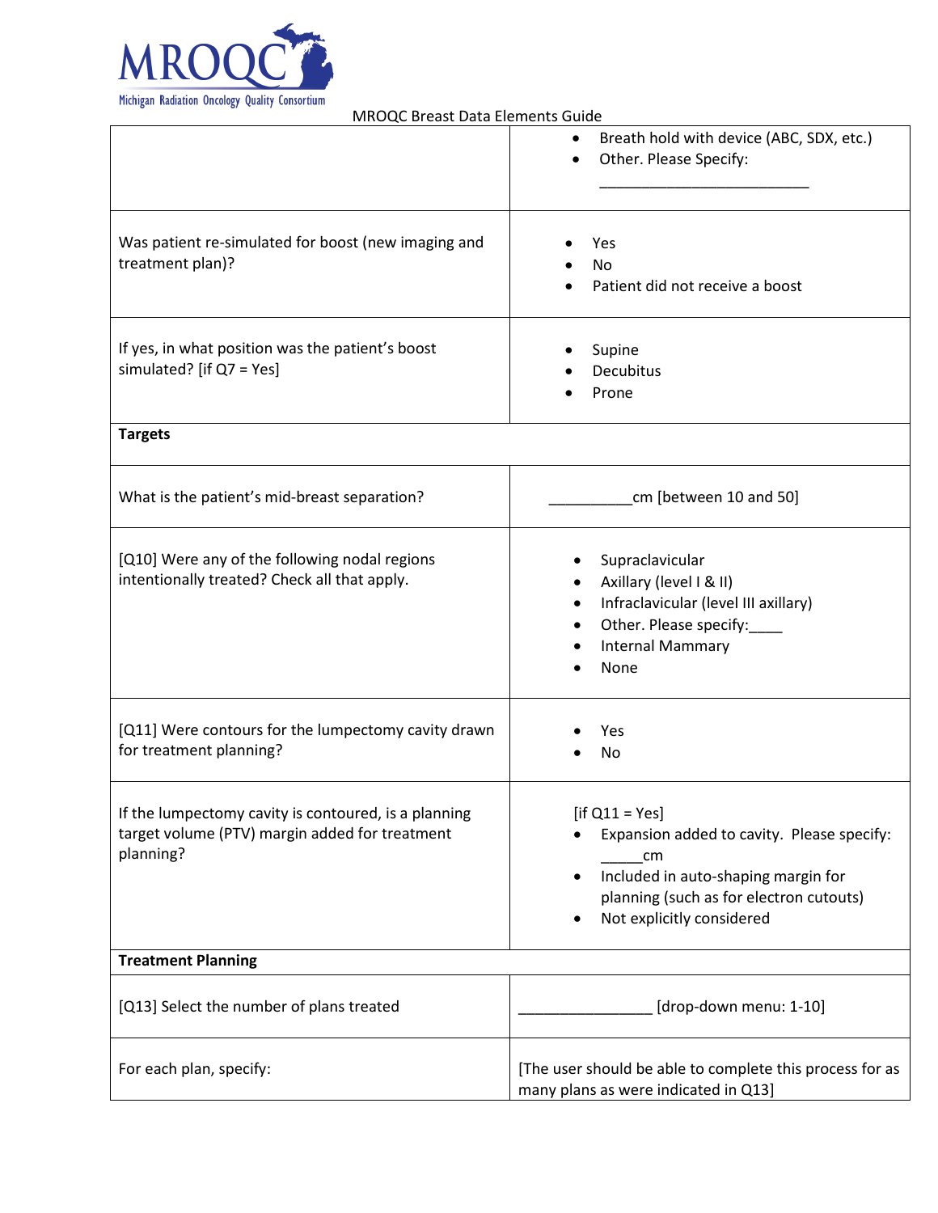MROQC Breast Data Elements Guide

| | |
|---|---|
| | • Breast hold with device (ABC, SDX, etc.)<br>• Other. Please Specify: ___________________________ |
| Was patient re-simulated for boost (new imaging and treatment plan)? | • Yes<br>• No<br>• Patient did not receive a boost |
| If yes, in what position was the patient's boost simulated? [if Q7 = Yes] | • Supine<br>• Decubitus<br>• Prone |
| **Targets** | |
| What is the patient's mid-breast separation? | __________cm [between 10 and 50] |
| [Q10] Were any of the following nodal regions intentionally treated? Check all that apply. | • Supraclavicular<br>• Axillary (level I & II)<br>• Infraclavicular (level III axillary)<br>• Other. Please specify:____<br>• Internal Mammary<br>• None |
| [Q11] Were contours for the lumpectomy cavity drawn for treatment planning? | • Yes<br>• No |
| If the lumpectomy cavity is contoured, is a planning target volume (PTV) margin added for treatment planning? | [if Q11 = Yes]<br>• Expansion added to cavity. Please specify: _____cm<br>• Included in auto-shaping margin for planning (such as for electron cutouts)<br>• Not explicitly considered |
| **Treatment Planning** | |
| [Q13] Select the number of plans treated | ________________ [drop-down menu: 1-10] |
| For each plan, specify: | [The user should be able to complete this process for as many plans as were indicated in Q13] |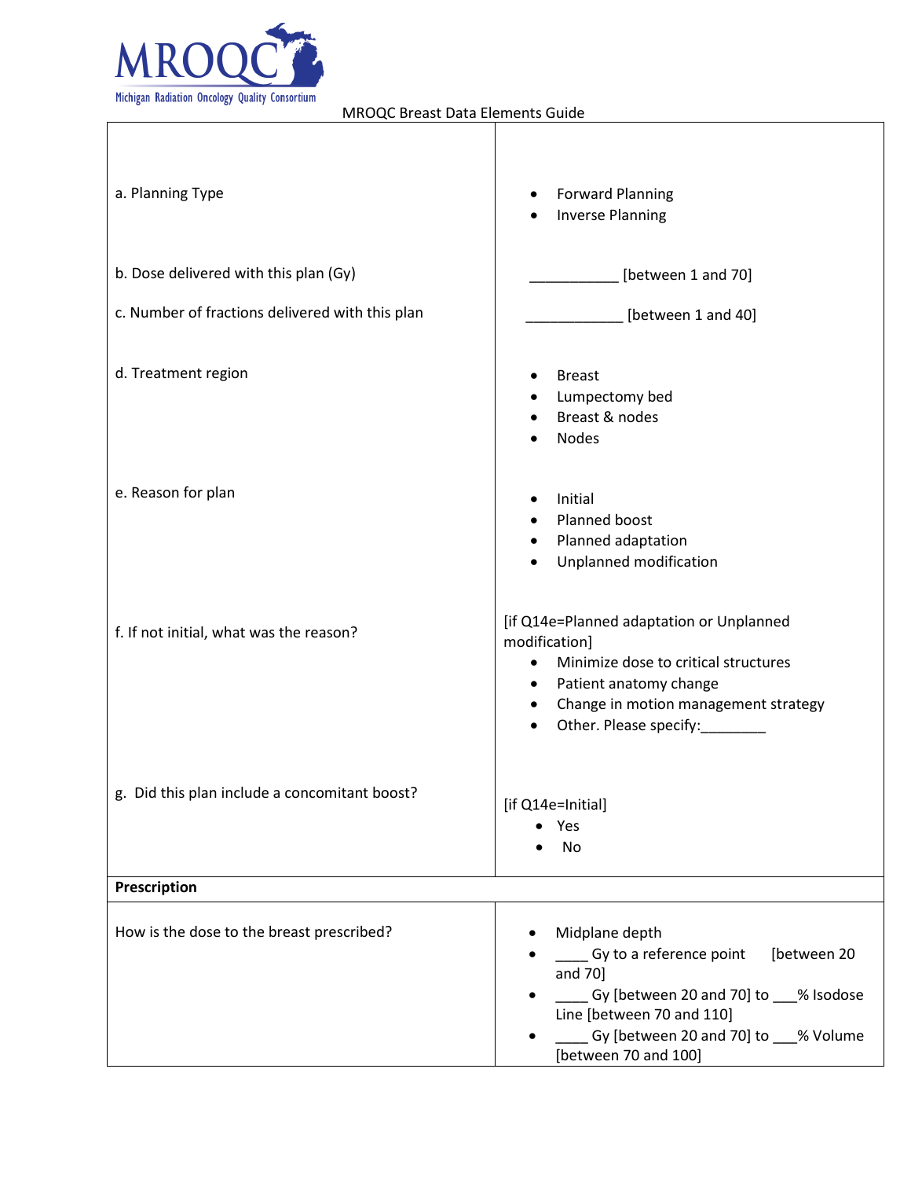MROQC Breast Data Elements Guide

| | |
|---|---|
| a. Planning Type | • Forward Planning<br>• Inverse Planning |
| b. Dose delivered with this plan (Gy)<br><br>c. Number of fractions delivered with this plan | ___________ [between 1 and 70]<br><br>____________ [between 1 and 40] |
| d. Treatment region | • Breast<br>• Lumpectomy bed<br>• Breast & nodes<br>• Nodes |
| e. Reason for plan | • Initial<br>• Planned boost<br>• Planned adaptation<br>• Unplanned modification |
| f. If not initial, what was the reason? | [if Q14e=Planned adaptation or Unplanned modification]<br>• Minimize dose to critical structures<br>• Patient anatomy change<br>• Change in motion management strategy<br>• Other. Please specify:________ |
| g. Did this plan include a concomitant boost? | [if Q14e=Initial]<br>• Yes<br>• No |
| **Prescription** | |
| How is the dose to the breast prescribed? | • Midplane depth<br>• ____ Gy to a reference point [between 20 and 70]<br>• ____ Gy [between 20 and 70] to ___% Isodose Line [between 70 and 110]<br>• ____ Gy [between 20 and 70] to ___% Volume [between 70 and 100] |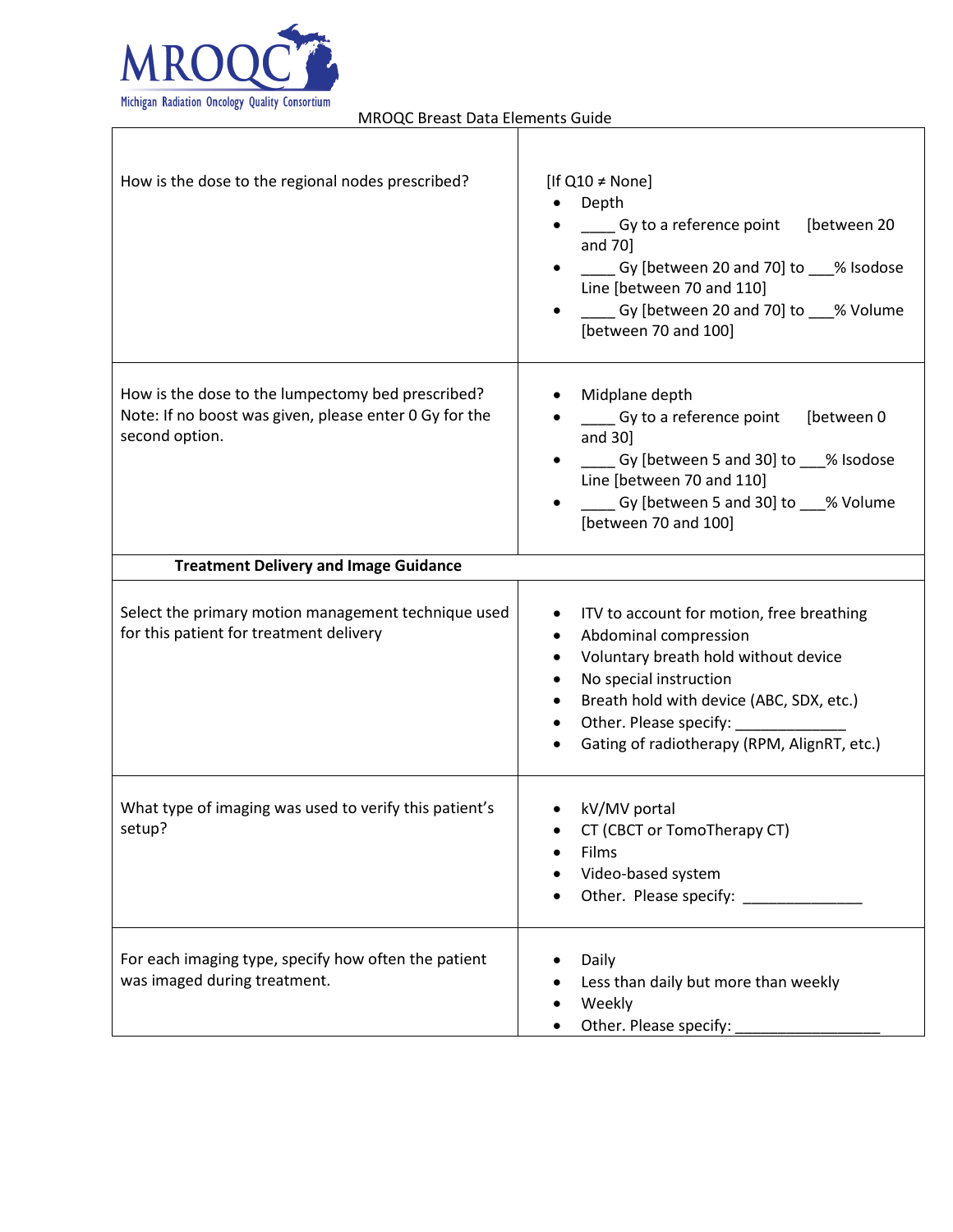MROQC Breast Data Elements Guide

| | |
|---|---|
| How is the dose to the regional nodes prescribed? | [If Q10 ≠ None]<br>• Depth<br>• ____ Gy to a reference point [between 20 and 70]<br>• ____ Gy [between 20 and 70] to ___% Isodose Line [between 70 and 110]<br>• ____ Gy [between 20 and 70] to ___% Volume [between 70 and 100] |
| How is the dose to the lumpectomy bed prescribed? Note: If no boost was given, please enter 0 Gy for the second option. | • Midplane depth<br>• ____ Gy to a reference point [between 0 and 30]<br>• ____ Gy [between 5 and 30] to ___% Isodose Line [between 70 and 110]<br>• ____ Gy [between 5 and 30] to ___% Volume [between 70 and 100] |
| **Treatment Delivery and Image Guidance** | |
| Select the primary motion management technique used for this patient for treatment delivery | • ITV to account for motion, free breathing<br>• Abdominal compression<br>• Voluntary breath hold without device<br>• No special instruction<br>• Breath hold with device (ABC, SDX, etc.)<br>• Other. Please specify: _____________<br>• Gating of radiotherapy (RPM, AlignRT, etc.) |
| What type of imaging was used to verify this patient's setup? | • kV/MV portal<br>• CT (CBCT or TomoTherapy CT)<br>• Films<br>• Video-based system<br>• Other. Please specify: ______________ |
| For each imaging type, specify how often the patient was imaged during treatment. | • Daily<br>• Less than daily but more than weekly<br>• Weekly<br>• Other. Please specify: _________________ |